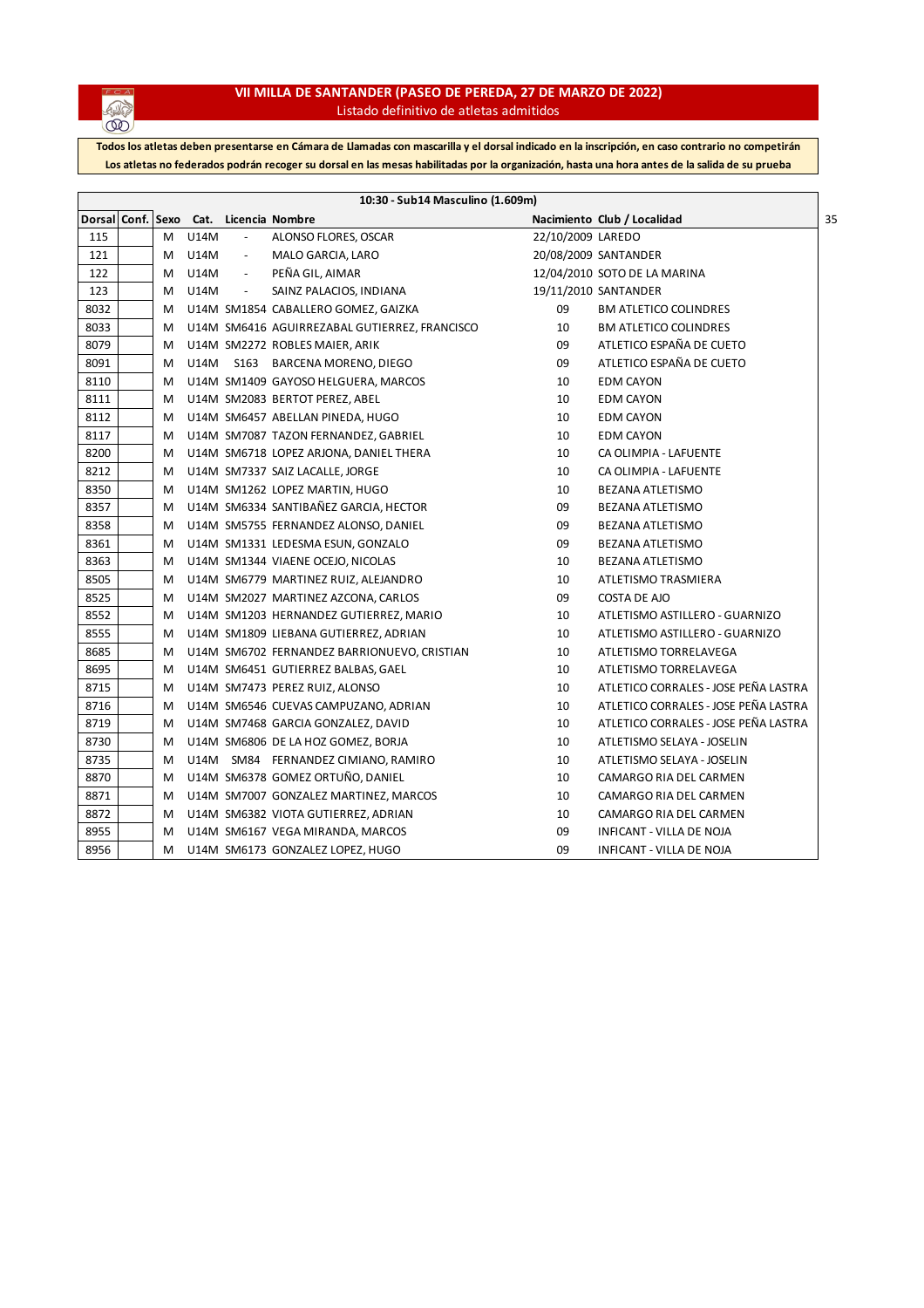# VII MILLA DE SANTANDER (PASEO DE PEREDA, 27 DE MARZO DE 2022)

Listado definitivo de atletas admitidos

**Todos los atletas deben presentarse en Cámara de Llamadas con mascarilla y el dorsal indicado en la inscripción, en caso contrario no competirán**

**Los atletas no federados podrán recoger su dorsal en las mesas habilitadas por la organización, hasta una hora antes de la salida de su prueba**

**10:30 - Sub14 Masculino (1.609m)**

35

| Dorsal | Conf. | Sexo | Cat. | Licencia | Nombre | Nacimiento | Club / Localidad |
|---|---|---|---|---|---|---|---|
| 115 | | M | U14M | - | ALONSO FLORES, OSCAR | 22/10/2009 | LAREDO |
| 121 | | M | U14M | - | MALO GARCIA, LARO | 20/08/2009 | SANTANDER |
| 122 | | M | U14M | - | PEÑA GIL, AIMAR | 12/04/2010 | SOTO DE LA MARINA |
| 123 | | M | U14M | - | SAINZ PALACIOS, INDIANA | 19/11/2010 | SANTANDER |
| 8032 | | M | U14M | SM1854 | CABALLERO GOMEZ, GAIZKA | 09 | BM ATLETICO COLINDRES |
| 8033 | | M | U14M | SM6416 | AGUIRREZABAL GUTIERREZ, FRANCISCO | 10 | BM ATLETICO COLINDRES |
| 8079 | | M | U14M | SM2272 | ROBLES MAIER, ARIK | 09 | ATLETICO ESPAÑA DE CUETO |
| 8091 | | M | U14M | S163 | BARCENA MORENO, DIEGO | 09 | ATLETICO ESPAÑA DE CUETO |
| 8110 | | M | U14M | SM1409 | GAYOSO HELGUERA, MARCOS | 10 | EDM CAYON |
| 8111 | | M | U14M | SM2083 | BERTOT PEREZ, ABEL | 10 | EDM CAYON |
| 8112 | | M | U14M | SM6457 | ABELLAN PINEDA, HUGO | 10 | EDM CAYON |
| 8117 | | M | U14M | SM7087 | TAZON FERNANDEZ, GABRIEL | 10 | EDM CAYON |
| 8200 | | M | U14M | SM6718 | LOPEZ ARJONA, DANIEL THERA | 10 | CA OLIMPIA - LAFUENTE |
| 8212 | | M | U14M | SM7337 | SAIZ LACALLE, JORGE | 10 | CA OLIMPIA - LAFUENTE |
| 8350 | | M | U14M | SM1262 | LOPEZ MARTIN, HUGO | 10 | BEZANA ATLETISMO |
| 8357 | | M | U14M | SM6334 | SANTIBAÑEZ GARCIA, HECTOR | 09 | BEZANA ATLETISMO |
| 8358 | | M | U14M | SM5755 | FERNANDEZ ALONSO, DANIEL | 09 | BEZANA ATLETISMO |
| 8361 | | M | U14M | SM1331 | LEDESMA ESUN, GONZALO | 09 | BEZANA ATLETISMO |
| 8363 | | M | U14M | SM1344 | VIAENE OCEJO, NICOLAS | 10 | BEZANA ATLETISMO |
| 8505 | | M | U14M | SM6779 | MARTINEZ RUIZ, ALEJANDRO | 10 | ATLETISMO TRASMIERA |
| 8525 | | M | U14M | SM2027 | MARTINEZ AZCONA, CARLOS | 09 | COSTA DE AJO |
| 8552 | | M | U14M | SM1203 | HERNANDEZ GUTIERREZ, MARIO | 10 | ATLETISMO ASTILLERO - GUARNIZO |
| 8555 | | M | U14M | SM1809 | LIEBANA GUTIERREZ, ADRIAN | 10 | ATLETISMO ASTILLERO - GUARNIZO |
| 8685 | | M | U14M | SM6702 | FERNANDEZ BARRIONUEVO, CRISTIAN | 10 | ATLETISMO TORRELAVEGA |
| 8695 | | M | U14M | SM6451 | GUTIERREZ BALBAS, GAEL | 10 | ATLETISMO TORRELAVEGA |
| 8715 | | M | U14M | SM7473 | PEREZ RUIZ, ALONSO | 10 | ATLETICO CORRALES - JOSE PEÑA LASTRA |
| 8716 | | M | U14M | SM6546 | CUEVAS CAMPUZANO, ADRIAN | 10 | ATLETICO CORRALES - JOSE PEÑA LASTRA |
| 8719 | | M | U14M | SM7468 | GARCIA GONZALEZ, DAVID | 10 | ATLETICO CORRALES - JOSE PEÑA LASTRA |
| 8730 | | M | U14M | SM6806 | DE LA HOZ GOMEZ, BORJA | 10 | ATLETISMO SELAYA - JOSELIN |
| 8735 | | M | U14M | SM84 | FERNANDEZ CIMIANO, RAMIRO | 10 | ATLETISMO SELAYA - JOSELIN |
| 8870 | | M | U14M | SM6378 | GOMEZ ORTUÑO, DANIEL | 10 | CAMARGO RIA DEL CARMEN |
| 8871 | | M | U14M | SM7007 | GONZALEZ MARTINEZ, MARCOS | 10 | CAMARGO RIA DEL CARMEN |
| 8872 | | M | U14M | SM6382 | VIOTA GUTIERREZ, ADRIAN | 10 | CAMARGO RIA DEL CARMEN |
| 8955 | | M | U14M | SM6167 | VEGA MIRANDA, MARCOS | 09 | INFICANT - VILLA DE NOJA |
| 8956 | | M | U14M | SM6173 | GONZALEZ LOPEZ, HUGO | 09 | INFICANT - VILLA DE NOJA |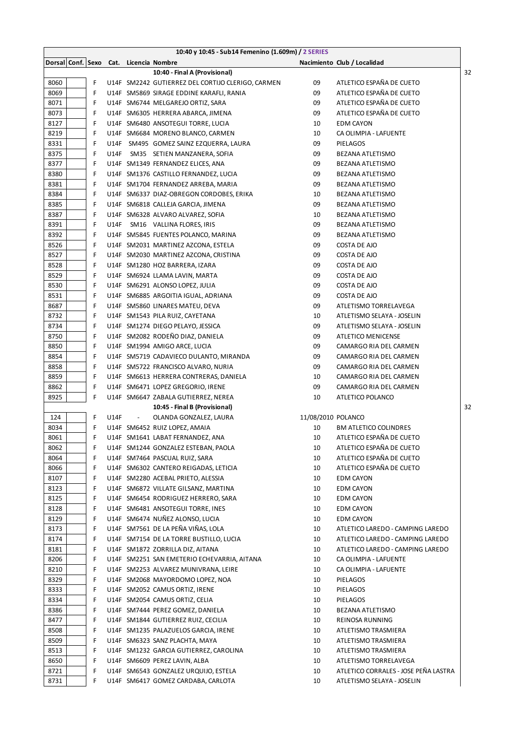| 10:40 y 10:45 - Sub14 Femenino (1.609m) / 2 SERIES | | | | | | | | |
|---|---|---|---|---|---|---|---|---|
| Dorsal | Conf. | Sexo | Cat. | Licencia | Nombre | Nacimiento | Club / Localidad | |
| | | | | | **10:40 - Final A (Provisional)** | | | 32 |
| 8060 | | F | U14F | SM2242 | GUTIERREZ DEL CORTIJO CLERIGO, CARMEN | 09 | ATLETICO ESPAÑA DE CUETO | |
| 8069 | | F | U14F | SM5869 | SIRAGE EDDINE KARAFLI, RANIA | 09 | ATLETICO ESPAÑA DE CUETO | |
| 8071 | | F | U14F | SM6744 | MELGAREJO ORTIZ, SARA | 09 | ATLETICO ESPAÑA DE CUETO | |
| 8073 | | F | U14F | SM6305 | HERRERA ABARCA, JIMENA | 09 | ATLETICO ESPAÑA DE CUETO | |
| 8127 | | F | U14F | SM6480 | ANSOTEGUI TORRE, LUCIA | 10 | EDM CAYON | |
| 8219 | | F | U14F | SM6684 | MORENO BLANCO, CARMEN | 10 | CA OLIMPIA - LAFUENTE | |
| 8331 | | F | U14F | SM495 | GOMEZ SAINZ EZQUERRA, LAURA | 09 | PIELAGOS | |
| 8375 | | F | U14F | SM35 | SETIEN MANZANERA, SOFIA | 09 | BEZANA ATLETISMO | |
| 8377 | | F | U14F | SM1349 | FERNANDEZ ELICES, ANA | 09 | BEZANA ATLETISMO | |
| 8380 | | F | U14F | SM1376 | CASTILLO FERNANDEZ, LUCIA | 09 | BEZANA ATLETISMO | |
| 8381 | | F | U14F | SM1704 | FERNANDEZ ARREBA, MARIA | 09 | BEZANA ATLETISMO | |
| 8384 | | F | U14F | SM6337 | DIAZ-OBREGON CORDOBES, ERIKA | 10 | BEZANA ATLETISMO | |
| 8385 | | F | U14F | SM6818 | CALLEJA GARCIA, JIMENA | 09 | BEZANA ATLETISMO | |
| 8387 | | F | U14F | SM6328 | ALVARO ALVAREZ, SOFIA | 10 | BEZANA ATLETISMO | |
| 8391 | | F | U14F | SM16 | VALLINA FLORES, IRIS | 09 | BEZANA ATLETISMO | |
| 8392 | | F | U14F | SM5845 | FUENTES POLANCO, MARINA | 09 | BEZANA ATLETISMO | |
| 8526 | | F | U14F | SM2031 | MARTINEZ AZCONA, ESTELA | 09 | COSTA DE AJO | |
| 8527 | | F | U14F | SM2030 | MARTINEZ AZCONA, CRISTINA | 09 | COSTA DE AJO | |
| 8528 | | F | U14F | SM1280 | HOZ BARRERA, IZARA | 09 | COSTA DE AJO | |
| 8529 | | F | U14F | SM6924 | LLAMA LAVIN, MARTA | 09 | COSTA DE AJO | |
| 8530 | | F | U14F | SM6291 | ALONSO LOPEZ, JULIA | 09 | COSTA DE AJO | |
| 8531 | | F | U14F | SM6885 | ARGOITIA IGUAL, ADRIANA | 09 | COSTA DE AJO | |
| 8687 | | F | U14F | SM5860 | LINARES MATEU, DEVA | 09 | ATLETISMO TORRELAVEGA | |
| 8732 | | F | U14F | SM1543 | PILA RUIZ, CAYETANA | 10 | ATLETISMO SELAYA - JOSELIN | |
| 8734 | | F | U14F | SM1274 | DIEGO PELAYO, JESSICA | 09 | ATLETISMO SELAYA - JOSELIN | |
| 8750 | | F | U14F | SM2082 | RODEÑO DIAZ, DANIELA | 09 | ATLETICO MENICENSE | |
| 8850 | | F | U14F | SM1994 | AMIGO ARCE, LUCIA | 09 | CAMARGO RIA DEL CARMEN | |
| 8854 | | F | U14F | SM5719 | CADAVIECO DULANTO, MIRANDA | 09 | CAMARGO RIA DEL CARMEN | |
| 8858 | | F | U14F | SM5722 | FRANCISCO ALVARO, NURIA | 09 | CAMARGO RIA DEL CARMEN | |
| 8859 | | F | U14F | SM6613 | HERRERA CONTRERAS, DANIELA | 10 | CAMARGO RIA DEL CARMEN | |
| 8862 | | F | U14F | SM6471 | LOPEZ GREGORIO, IRENE | 09 | CAMARGO RIA DEL CARMEN | |
| 8925 | | F | U14F | SM6647 | ZABALA GUTIERREZ, NEREA | 10 | ATLETICO POLANCO | |
| | | | | | **10:45 - Final B (Provisional)** | | | 32 |
| 124 | | F | U14F | - | OLANDA GONZALEZ, LAURA | 11/08/2010 | POLANCO | |
| 8034 | | F | U14F | SM6452 | RUIZ LOPEZ, AMAIA | 10 | BM ATLETICO COLINDRES | |
| 8061 | | F | U14F | SM1641 | LABAT FERNANDEZ, ANA | 10 | ATLETICO ESPAÑA DE CUETO | |
| 8062 | | F | U14F | SM1244 | GONZALEZ ESTEBAN, PAOLA | 10 | ATLETICO ESPAÑA DE CUETO | |
| 8064 | | F | U14F | SM7464 | PASCUAL RUIZ, SARA | 10 | ATLETICO ESPAÑA DE CUETO | |
| 8066 | | F | U14F | SM6302 | CANTERO REIGADAS, LETICIA | 10 | ATLETICO ESPAÑA DE CUETO | |
| 8107 | | F | U14F | SM2280 | ACEBAL PRIETO, ALESSIA | 10 | EDM CAYON | |
| 8123 | | F | U14F | SM6872 | VILLATE GILSANZ, MARTINA | 10 | EDM CAYON | |
| 8125 | | F | U14F | SM6454 | RODRIGUEZ HERRERO, SARA | 10 | EDM CAYON | |
| 8128 | | F | U14F | SM6481 | ANSOTEGUI TORRE, INES | 10 | EDM CAYON | |
| 8129 | | F | U14F | SM6474 | NUÑEZ ALONSO, LUCIA | 10 | EDM CAYON | |
| 8173 | | F | U14F | SM7561 | DE LA PEÑA VIÑAS, LOLA | 10 | ATLETICO LAREDO - CAMPING LAREDO | |
| 8174 | | F | U14F | SM7154 | DE LA TORRE BUSTILLO, LUCIA | 10 | ATLETICO LAREDO - CAMPING LAREDO | |
| 8181 | | F | U14F | SM1872 | ZORRILLA DIZ, AITANA | 10 | ATLETICO LAREDO - CAMPING LAREDO | |
| 8206 | | F | U14F | SM2251 | SAN EMETERIO ECHEVARRIA, AITANA | 10 | CA OLIMPIA - LAFUENTE | |
| 8210 | | F | U14F | SM2253 | ALVAREZ MUNIVRANA, LEIRE | 10 | CA OLIMPIA - LAFUENTE | |
| 8329 | | F | U14F | SM2068 | MAYORDOMO LOPEZ, NOA | 10 | PIELAGOS | |
| 8333 | | F | U14F | SM2052 | CAMUS ORTIZ, IRENE | 10 | PIELAGOS | |
| 8334 | | F | U14F | SM2054 | CAMUS ORTIZ, CELIA | 10 | PIELAGOS | |
| 8386 | | F | U14F | SM7444 | PEREZ GOMEZ, DANIELA | 10 | BEZANA ATLETISMO | |
| 8477 | | F | U14F | SM1844 | GUTIERREZ RUIZ, CECILIA | 10 | REINOSA RUNNING | |
| 8508 | | F | U14F | SM1235 | PALAZUELOS GARCIA, IRENE | 10 | ATLETISMO TRASMIERA | |
| 8509 | | F | U14F | SM6323 | SANZ PLACHTA, MAYA | 10 | ATLETISMO TRASMIERA | |
| 8513 | | F | U14F | SM1232 | GARCIA GUTIERREZ, CAROLINA | 10 | ATLETISMO TRASMIERA | |
| 8650 | | F | U14F | SM6609 | PEREZ LAVIN, ALBA | 10 | ATLETISMO TORRELAVEGA | |
| 8721 | | F | U14F | SM6543 | GONZALEZ URQUIJO, ESTELA | 10 | ATLETICO CORRALES - JOSE PEÑA LASTRA | |
| 8731 | | F | U14F | SM6417 | GOMEZ CARDABA, CARLOTA | 10 | ATLETISMO SELAYA - JOSELIN | |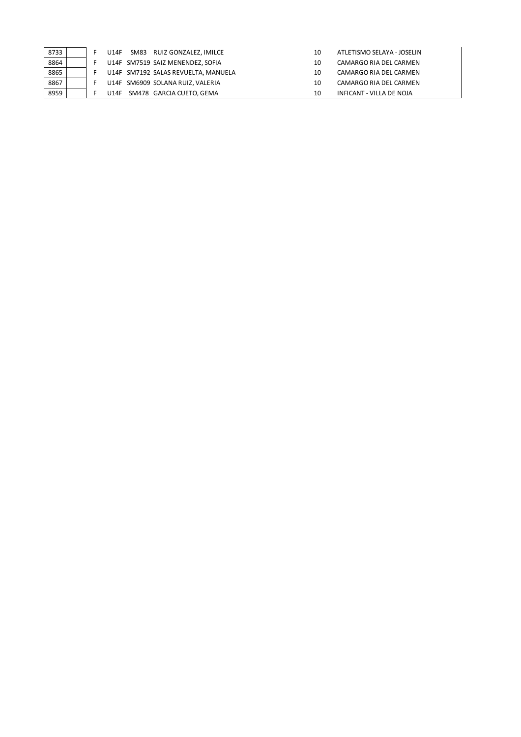| | | | | | | | |
|---|---|---|---|---|---|---|---|
| 8733 | | F | U14F | SM83 | RUIZ GONZALEZ, IMILCE | 10 | ATLETISMO SELAYA - JOSELIN |
| 8864 | | F | U14F | SM7519 | SAIZ MENENDEZ, SOFIA | 10 | CAMARGO RIA DEL CARMEN |
| 8865 | | F | U14F | SM7192 | SALAS REVUELTA, MANUELA | 10 | CAMARGO RIA DEL CARMEN |
| 8867 | | F | U14F | SM6909 | SOLANA RUIZ, VALERIA | 10 | CAMARGO RIA DEL CARMEN |
| 8959 | | F | U14F | SM478 | GARCIA CUETO, GEMA | 10 | INFICANT - VILLA DE NOJA |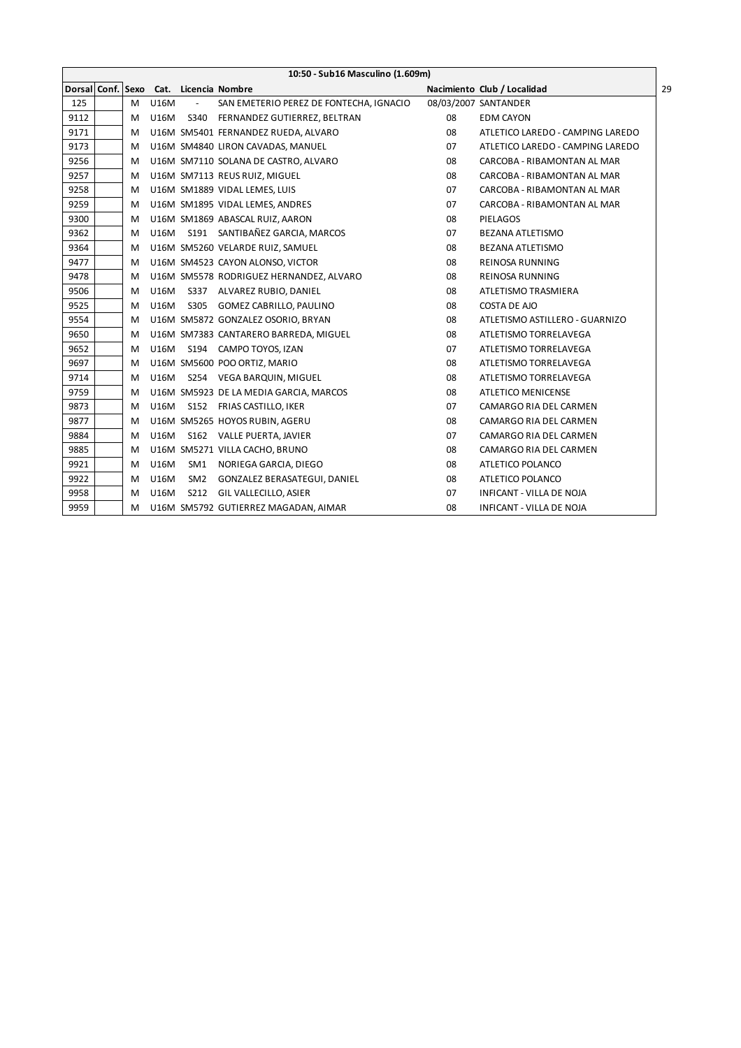| 10:50 - Sub16 Masculino (1.609m) | | | | | | | |
|---|---|---|---|---|---|---|---|
| Dorsal | Conf. | Sexo | Cat. | Licencia | Nombre | Nacimiento | Club / Localidad |
| 125 | | M | U16M | - | SAN EMETERIO PEREZ DE FONTECHA, IGNACIO | 08/03/2007 | SANTANDER |
| 9112 | | M | U16M | S340 | FERNANDEZ GUTIERREZ, BELTRAN | 08 | EDM CAYON |
| 9171 | | M | U16M | SM5401 | FERNANDEZ RUEDA, ALVARO | 08 | ATLETICO LAREDO - CAMPING LAREDO |
| 9173 | | M | U16M | SM4840 | LIRON CAVADAS, MANUEL | 07 | ATLETICO LAREDO - CAMPING LAREDO |
| 9256 | | M | U16M | SM7110 | SOLANA DE CASTRO, ALVARO | 08 | CARCOBA - RIBAMONTAN AL MAR |
| 9257 | | M | U16M | SM7113 | REUS RUIZ, MIGUEL | 08 | CARCOBA - RIBAMONTAN AL MAR |
| 9258 | | M | U16M | SM1889 | VIDAL LEMES, LUIS | 07 | CARCOBA - RIBAMONTAN AL MAR |
| 9259 | | M | U16M | SM1895 | VIDAL LEMES, ANDRES | 07 | CARCOBA - RIBAMONTAN AL MAR |
| 9300 | | M | U16M | SM1869 | ABASCAL RUIZ, AARON | 08 | PIELAGOS |
| 9362 | | M | U16M | S191 | SANTIBAÑEZ GARCIA, MARCOS | 07 | BEZANA ATLETISMO |
| 9364 | | M | U16M | SM5260 | VELARDE RUIZ, SAMUEL | 08 | BEZANA ATLETISMO |
| 9477 | | M | U16M | SM4523 | CAYON ALONSO, VICTOR | 08 | REINOSA RUNNING |
| 9478 | | M | U16M | SM5578 | RODRIGUEZ HERNANDEZ, ALVARO | 08 | REINOSA RUNNING |
| 9506 | | M | U16M | S337 | ALVAREZ RUBIO, DANIEL | 08 | ATLETISMO TRASMIERA |
| 9525 | | M | U16M | S305 | GOMEZ CABRILLO, PAULINO | 08 | COSTA DE AJO |
| 9554 | | M | U16M | SM5872 | GONZALEZ OSORIO, BRYAN | 08 | ATLETISMO ASTILLERO - GUARNIZO |
| 9650 | | M | U16M | SM7383 | CANTARERO BARREDA, MIGUEL | 08 | ATLETISMO TORRELAVEGA |
| 9652 | | M | U16M | S194 | CAMPO TOYOS, IZAN | 07 | ATLETISMO TORRELAVEGA |
| 9697 | | M | U16M | SM5600 | POO ORTIZ, MARIO | 08 | ATLETISMO TORRELAVEGA |
| 9714 | | M | U16M | S254 | VEGA BARQUIN, MIGUEL | 08 | ATLETISMO TORRELAVEGA |
| 9759 | | M | U16M | SM5923 | DE LA MEDIA GARCIA, MARCOS | 08 | ATLETICO MENICENSE |
| 9873 | | M | U16M | S152 | FRIAS CASTILLO, IKER | 07 | CAMARGO RIA DEL CARMEN |
| 9877 | | M | U16M | SM5265 | HOYOS RUBIN, AGERU | 08 | CAMARGO RIA DEL CARMEN |
| 9884 | | M | U16M | S162 | VALLE PUERTA, JAVIER | 07 | CAMARGO RIA DEL CARMEN |
| 9885 | | M | U16M | SM5271 | VILLA CACHO, BRUNO | 08 | CAMARGO RIA DEL CARMEN |
| 9921 | | M | U16M | SM1 | NORIEGA GARCIA, DIEGO | 08 | ATLETICO POLANCO |
| 9922 | | M | U16M | SM2 | GONZALEZ BERASATEGUI, DANIEL | 08 | ATLETICO POLANCO |
| 9958 | | M | U16M | S212 | GIL VALLECILLO, ASIER | 07 | INFICANT - VILLA DE NOJA |
| 9959 | | M | U16M | SM5792 | GUTIERREZ MAGADAN, AIMAR | 08 | INFICANT - VILLA DE NOJA |

29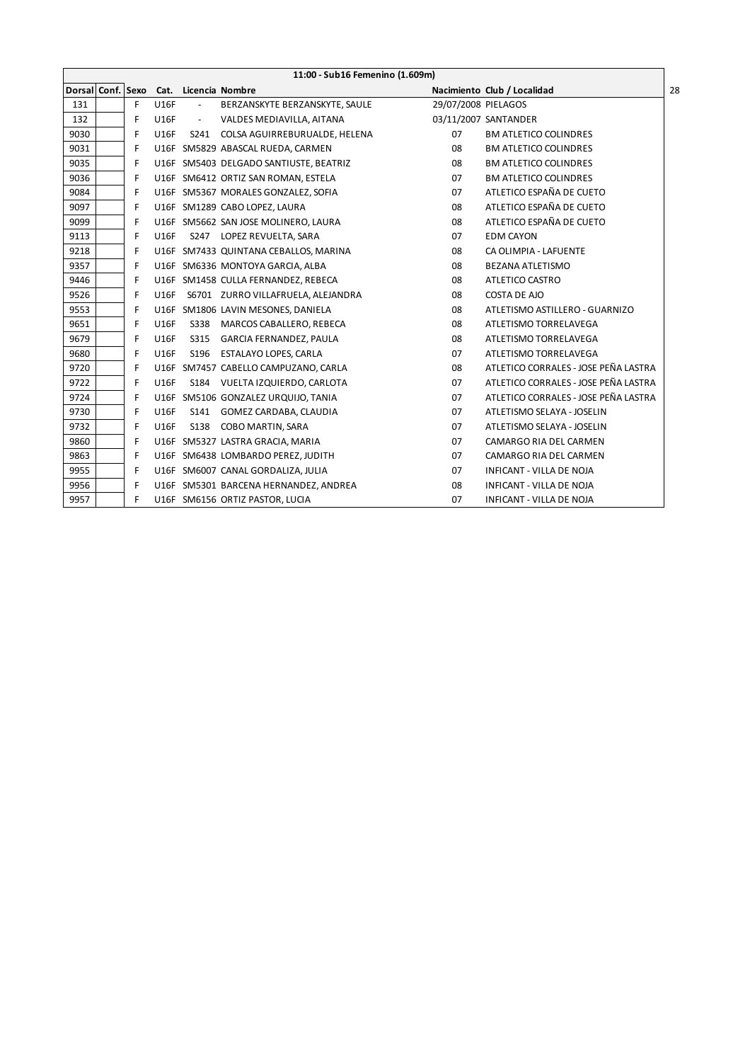| 11:00 - Sub16 Femenino (1.609m) | | | | | | | |
|---|---|---|---|---|---|---|---|
| Dorsal | Conf. | Sexo | Cat. | Licencia | Nombre | Nacimiento | Club / Localidad |
| 131 | | F | U16F | - | BERZANSKYTE BERZANSKYTE, SAULE | 29/07/2008 | PIELAGOS |
| 132 | | F | U16F | - | VALDES MEDIAVILLA, AITANA | 03/11/2007 | SANTANDER |
| 9030 | | F | U16F | S241 | COLSA AGUIRREBURUALDE, HELENA | 07 | BM ATLETICO COLINDRES |
| 9031 | | F | U16F | SM5829 | ABASCAL RUEDA, CARMEN | 08 | BM ATLETICO COLINDRES |
| 9035 | | F | U16F | SM5403 | DELGADO SANTIUSTE, BEATRIZ | 08 | BM ATLETICO COLINDRES |
| 9036 | | F | U16F | SM6412 | ORTIZ SAN ROMAN, ESTELA | 07 | BM ATLETICO COLINDRES |
| 9084 | | F | U16F | SM5367 | MORALES GONZALEZ, SOFIA | 07 | ATLETICO ESPAÑA DE CUETO |
| 9097 | | F | U16F | SM1289 | CABO LOPEZ, LAURA | 08 | ATLETICO ESPAÑA DE CUETO |
| 9099 | | F | U16F | SM5662 | SAN JOSE MOLINERO, LAURA | 08 | ATLETICO ESPAÑA DE CUETO |
| 9113 | | F | U16F | S247 | LOPEZ REVUELTA, SARA | 07 | EDM CAYON |
| 9218 | | F | U16F | SM7433 | QUINTANA CEBALLOS, MARINA | 08 | CA OLIMPIA - LAFUENTE |
| 9357 | | F | U16F | SM6336 | MONTOYA GARCIA, ALBA | 08 | BEZANA ATLETISMO |
| 9446 | | F | U16F | SM1458 | CULLA FERNANDEZ, REBECA | 08 | ATLETICO CASTRO |
| 9526 | | F | U16F | S6701 | ZURRO VILLAFRUELA, ALEJANDRA | 08 | COSTA DE AJO |
| 9553 | | F | U16F | SM1806 | LAVIN MESONES, DANIELA | 08 | ATLETISMO ASTILLERO - GUARNIZO |
| 9651 | | F | U16F | S338 | MARCOS CABALLERO, REBECA | 08 | ATLETISMO TORRELAVEGA |
| 9679 | | F | U16F | S315 | GARCIA FERNANDEZ, PAULA | 08 | ATLETISMO TORRELAVEGA |
| 9680 | | F | U16F | S196 | ESTALAYO LOPES, CARLA | 07 | ATLETISMO TORRELAVEGA |
| 9720 | | F | U16F | SM7457 | CABELLO CAMPUZANO, CARLA | 08 | ATLETICO CORRALES - JOSE PEÑA LASTRA |
| 9722 | | F | U16F | S184 | VUELTA IZQUIERDO, CARLOTA | 07 | ATLETICO CORRALES - JOSE PEÑA LASTRA |
| 9724 | | F | U16F | SM5106 | GONZALEZ URQUIJO, TANIA | 07 | ATLETICO CORRALES - JOSE PEÑA LASTRA |
| 9730 | | F | U16F | S141 | GOMEZ CARDABA, CLAUDIA | 07 | ATLETISMO SELAYA - JOSELIN |
| 9732 | | F | U16F | S138 | COBO MARTIN, SARA | 07 | ATLETISMO SELAYA - JOSELIN |
| 9860 | | F | U16F | SM5327 | LASTRA GRACIA, MARIA | 07 | CAMARGO RIA DEL CARMEN |
| 9863 | | F | U16F | SM6438 | LOMBARDO PEREZ, JUDITH | 07 | CAMARGO RIA DEL CARMEN |
| 9955 | | F | U16F | SM6007 | CANAL GORDALIZA, JULIA | 07 | INFICANT - VILLA DE NOJA |
| 9956 | | F | U16F | SM5301 | BARCENA HERNANDEZ, ANDREA | 08 | INFICANT - VILLA DE NOJA |
| 9957 | | F | U16F | SM6156 | ORTIZ PASTOR, LUCIA | 07 | INFICANT - VILLA DE NOJA |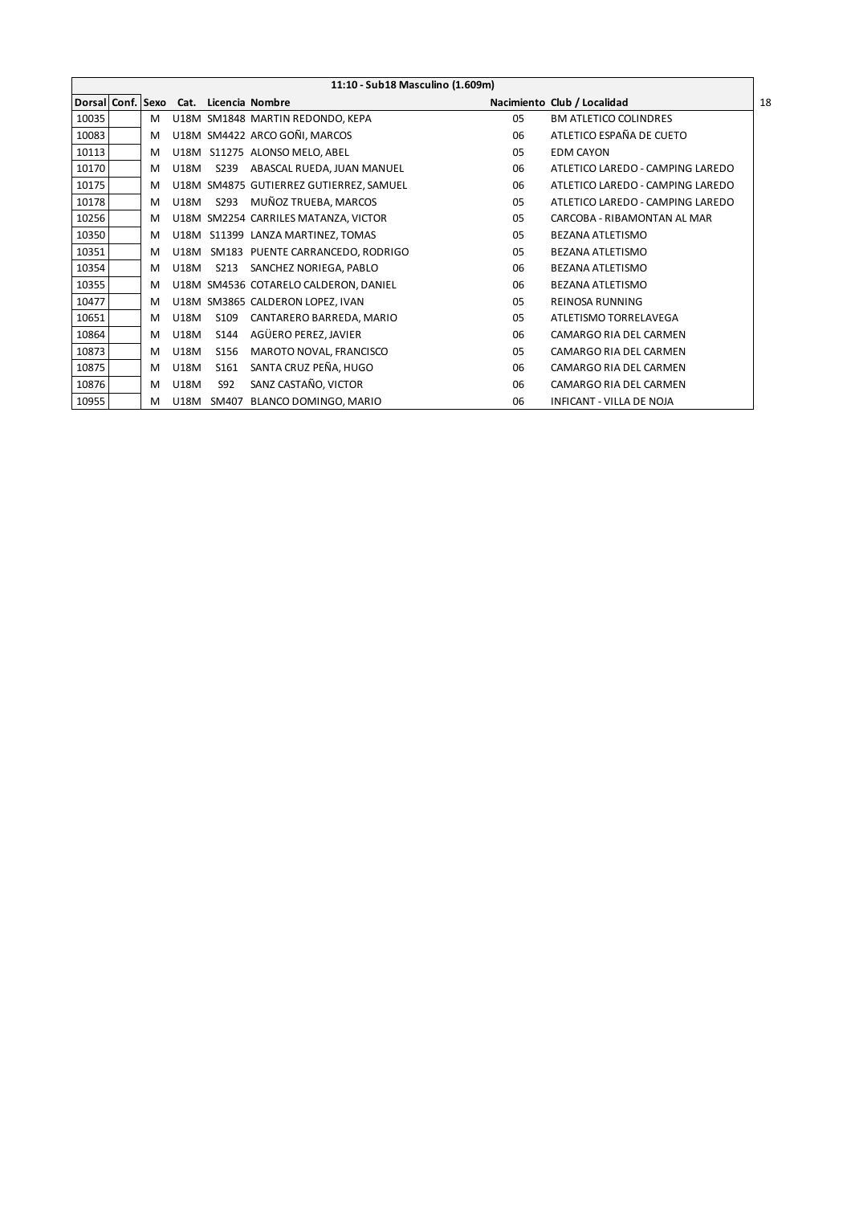| 11:10 - Sub18 Masculino (1.609m) | | | | | | | |
|---|---|---|---|---|---|---|---|
| Dorsal | Conf. | Sexo | Cat. | Licencia | Nombre | Nacimiento | Club / Localidad |
| 10035 | | M | U18M | SM1848 | MARTIN REDONDO, KEPA | 05 | BM ATLETICO COLINDRES |
| 10083 | | M | U18M | SM4422 | ARCO GOÑI, MARCOS | 06 | ATLETICO ESPAÑA DE CUETO |
| 10113 | | M | U18M | S11275 | ALONSO MELO, ABEL | 05 | EDM CAYON |
| 10170 | | M | U18M | S239 | ABASCAL RUEDA, JUAN MANUEL | 06 | ATLETICO LAREDO - CAMPING LAREDO |
| 10175 | | M | U18M | SM4875 | GUTIERREZ GUTIERREZ, SAMUEL | 06 | ATLETICO LAREDO - CAMPING LAREDO |
| 10178 | | M | U18M | S293 | MUÑOZ TRUEBA, MARCOS | 05 | ATLETICO LAREDO - CAMPING LAREDO |
| 10256 | | M | U18M | SM2254 | CARRILES MATANZA, VICTOR | 05 | CARCOBA - RIBAMONTAN AL MAR |
| 10350 | | M | U18M | S11399 | LANZA MARTINEZ, TOMAS | 05 | BEZANA ATLETISMO |
| 10351 | | M | U18M | SM183 | PUENTE CARRANCEDO, RODRIGO | 05 | BEZANA ATLETISMO |
| 10354 | | M | U18M | S213 | SANCHEZ NORIEGA, PABLO | 06 | BEZANA ATLETISMO |
| 10355 | | M | U18M | SM4536 | COTARELO CALDERON, DANIEL | 06 | BEZANA ATLETISMO |
| 10477 | | M | U18M | SM3865 | CALDERON LOPEZ, IVAN | 05 | REINOSA RUNNING |
| 10651 | | M | U18M | S109 | CANTARERO BARREDA, MARIO | 05 | ATLETISMO TORRELAVEGA |
| 10864 | | M | U18M | S144 | AGÜERO PEREZ, JAVIER | 06 | CAMARGO RIA DEL CARMEN |
| 10873 | | M | U18M | S156 | MAROTO NOVAL, FRANCISCO | 05 | CAMARGO RIA DEL CARMEN |
| 10875 | | M | U18M | S161 | SANTA CRUZ PEÑA, HUGO | 06 | CAMARGO RIA DEL CARMEN |
| 10876 | | M | U18M | S92 | SANZ CASTAÑO, VICTOR | 06 | CAMARGO RIA DEL CARMEN |
| 10955 | | M | U18M | SM407 | BLANCO DOMINGO, MARIO | 06 | INFICANT - VILLA DE NOJA |

18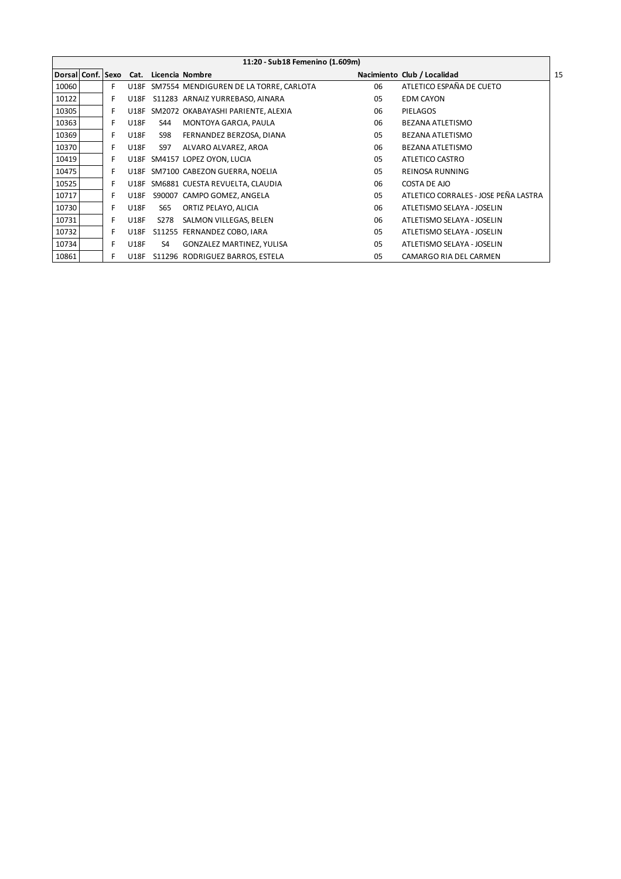| 11:20 - Sub18 Femenino (1.609m) | | | | | | | |
|---|---|---|---|---|---|---|---|
| Dorsal | Conf. | Sexo | Cat. | Licencia | Nombre | Nacimiento | Club / Localidad |
| 10060 | | F | U18F | SM7554 | MENDIGUREN DE LA TORRE, CARLOTA | 06 | ATLETICO ESPAÑA DE CUETO |
| 10122 | | F | U18F | S11283 | ARNAIZ YURREBASO, AINARA | 05 | EDM CAYON |
| 10305 | | F | U18F | SM2072 | OKABAYASHI PARIENTE, ALEXIA | 06 | PIELAGOS |
| 10363 | | F | U18F | S44 | MONTOYA GARCIA, PAULA | 06 | BEZANA ATLETISMO |
| 10369 | | F | U18F | S98 | FERNANDEZ BERZOSA, DIANA | 05 | BEZANA ATLETISMO |
| 10370 | | F | U18F | S97 | ALVARO ALVAREZ, AROA | 06 | BEZANA ATLETISMO |
| 10419 | | F | U18F | SM4157 | LOPEZ OYON, LUCIA | 05 | ATLETICO CASTRO |
| 10475 | | F | U18F | SM7100 | CABEZON GUERRA, NOELIA | 05 | REINOSA RUNNING |
| 10525 | | F | U18F | SM6881 | CUESTA REVUELTA, CLAUDIA | 06 | COSTA DE AJO |
| 10717 | | F | U18F | S90007 | CAMPO GOMEZ, ANGELA | 05 | ATLETICO CORRALES - JOSE PEÑA LASTRA |
| 10730 | | F | U18F | S65 | ORTIZ PELAYO, ALICIA | 06 | ATLETISMO SELAYA - JOSELIN |
| 10731 | | F | U18F | S278 | SALMON VILLEGAS, BELEN | 06 | ATLETISMO SELAYA - JOSELIN |
| 10732 | | F | U18F | S11255 | FERNANDEZ COBO, IARA | 05 | ATLETISMO SELAYA - JOSELIN |
| 10734 | | F | U18F | S4 | GONZALEZ MARTINEZ, YULISA | 05 | ATLETISMO SELAYA - JOSELIN |
| 10861 | | F | U18F | S11296 | RODRIGUEZ BARROS, ESTELA | 05 | CAMARGO RIA DEL CARMEN |

15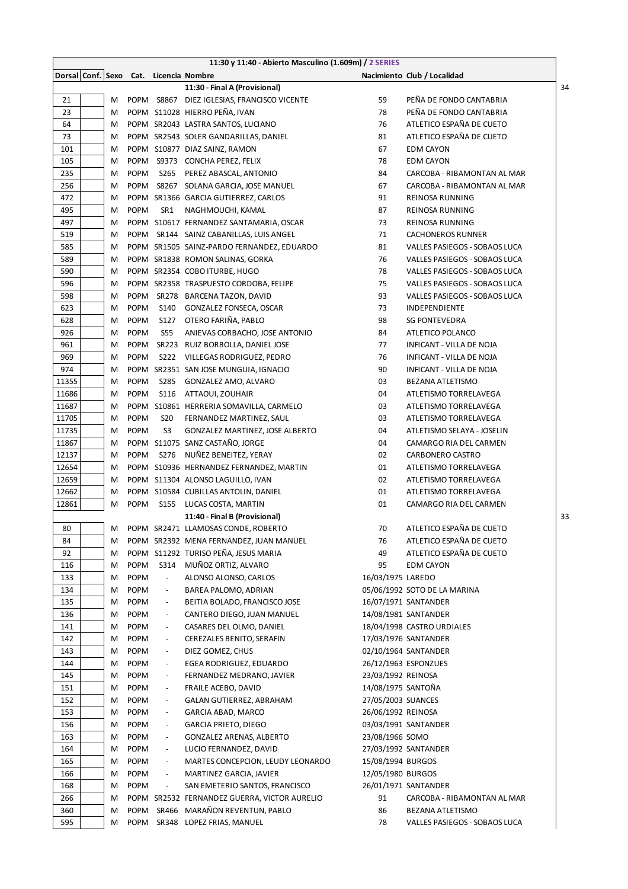| 11:30 y 11:40 - Abierto Masculino (1.609m) / 2 SERIES | | | | | | | | |
|---|---|---|---|---|---|---|---|---|
| Dorsal | Conf. | Sexo | Cat. | Licencia | Nombre | Nacimiento | Club / Localidad | |
| | | | | | 11:30 - Final A (Provisional) | | | 34 |
| 21 | | M | POPM | S8867 | DIEZ IGLESIAS, FRANCISCO VICENTE | 59 | PEÑA DE FONDO CANTABRIA | |
| 23 | | M | POPM | S11028 | HIERRO PEÑA, IVAN | 78 | PEÑA DE FONDO CANTABRIA | |
| 64 | | M | POPM | SR2043 | LASTRA SANTOS, LUCIANO | 76 | ATLETICO ESPAÑA DE CUETO | |
| 73 | | M | POPM | SR2543 | SOLER GANDARILLAS, DANIEL | 81 | ATLETICO ESPAÑA DE CUETO | |
| 101 | | M | POPM | S10877 | DIAZ SAINZ, RAMON | 67 | EDM CAYON | |
| 105 | | M | POPM | S9373 | CONCHA PEREZ, FELIX | 78 | EDM CAYON | |
| 235 | | M | POPM | S265 | PEREZ ABASCAL, ANTONIO | 84 | CARCOBA - RIBAMONTAN AL MAR | |
| 256 | | M | POPM | S8267 | SOLANA GARCIA, JOSE MANUEL | 67 | CARCOBA - RIBAMONTAN AL MAR | |
| 472 | | M | POPM | SR1366 | GARCIA GUTIERREZ, CARLOS | 91 | REINOSA RUNNING | |
| 495 | | M | POPM | SR1 | NAGHMOUCHI, KAMAL | 87 | REINOSA RUNNING | |
| 497 | | M | POPM | S10617 | FERNANDEZ SANTAMARIA, OSCAR | 73 | REINOSA RUNNING | |
| 519 | | M | POPM | SR144 | SAINZ CABANILLAS, LUIS ANGEL | 71 | CACHONEROS RUNNER | |
| 585 | | M | POPM | SR1505 | SAINZ-PARDO FERNANDEZ, EDUARDO | 81 | VALLES PASIEGOS - SOBAOS LUCA | |
| 589 | | M | POPM | SR1838 | ROMON SALINAS, GORKA | 76 | VALLES PASIEGOS - SOBAOS LUCA | |
| 590 | | M | POPM | SR2354 | COBO ITURBE, HUGO | 78 | VALLES PASIEGOS - SOBAOS LUCA | |
| 596 | | M | POPM | SR2358 | TRASPUESTO CORDOBA, FELIPE | 75 | VALLES PASIEGOS - SOBAOS LUCA | |
| 598 | | M | POPM | SR278 | BARCENA TAZON, DAVID | 93 | VALLES PASIEGOS - SOBAOS LUCA | |
| 623 | | M | POPM | S140 | GONZALEZ FONSECA, OSCAR | 73 | INDEPENDIENTE | |
| 628 | | M | POPM | S127 | OTERO FARIÑA, PABLO | 98 | SG PONTEVEDRA | |
| 926 | | M | POPM | S55 | ANIEVAS CORBACHO, JOSE ANTONIO | 84 | ATLETICO POLANCO | |
| 961 | | M | POPM | SR223 | RUIZ BORBOLLA, DANIEL JOSE | 77 | INFICANT - VILLA DE NOJA | |
| 969 | | M | POPM | S222 | VILLEGAS RODRIGUEZ, PEDRO | 76 | INFICANT - VILLA DE NOJA | |
| 974 | | M | POPM | SR2351 | SAN JOSE MUNGUIA, IGNACIO | 90 | INFICANT - VILLA DE NOJA | |
| 11355 | | M | POPM | S285 | GONZALEZ AMO, ALVARO | 03 | BEZANA ATLETISMO | |
| 11686 | | M | POPM | S116 | ATTAOUI, ZOUHAIR | 04 | ATLETISMO TORRELAVEGA | |
| 11687 | | M | POPM | S10861 | HERRERIA SOMAVILLA, CARMELO | 03 | ATLETISMO TORRELAVEGA | |
| 11705 | | M | POPM | S20 | FERNANDEZ MARTINEZ, SAUL | 03 | ATLETISMO TORRELAVEGA | |
| 11735 | | M | POPM | S3 | GONZALEZ MARTINEZ, JOSE ALBERTO | 04 | ATLETISMO SELAYA - JOSELIN | |
| 11867 | | M | POPM | S11075 | SANZ CASTAÑO, JORGE | 04 | CAMARGO RIA DEL CARMEN | |
| 12137 | | M | POPM | S276 | NUÑEZ BENEITEZ, YERAY | 02 | CARBONERO CASTRO | |
| 12654 | | M | POPM | S10936 | HERNANDEZ FERNANDEZ, MARTIN | 01 | ATLETISMO TORRELAVEGA | |
| 12659 | | M | POPM | S11304 | ALONSO LAGUILLO, IVAN | 02 | ATLETISMO TORRELAVEGA | |
| 12662 | | M | POPM | S10584 | CUBILLAS ANTOLIN, DANIEL | 01 | ATLETISMO TORRELAVEGA | |
| 12861 | | M | POPM | S155 | LUCAS COSTA, MARTIN | 01 | CAMARGO RIA DEL CARMEN | |
| | | | | | 11:40 - Final B (Provisional) | | | 33 |
| 80 | | M | POPM | SR2471 | LLAMOSAS CONDE, ROBERTO | 70 | ATLETICO ESPAÑA DE CUETO | |
| 84 | | M | POPM | SR2392 | MENA FERNANDEZ, JUAN MANUEL | 76 | ATLETICO ESPAÑA DE CUETO | |
| 92 | | M | POPM | S11292 | TURISO PEÑA, JESUS MARIA | 49 | ATLETICO ESPAÑA DE CUETO | |
| 116 | | M | POPM | S314 | MUÑOZ ORTIZ, ALVARO | 95 | EDM CAYON | |
| 133 | | M | POPM | - | ALONSO ALONSO, CARLOS | 16/03/1975 | LAREDO | |
| 134 | | M | POPM | - | BAREA PALOMO, ADRIAN | 05/06/1992 | SOTO DE LA MARINA | |
| 135 | | M | POPM | - | BEITIA BOLADO, FRANCISCO JOSE | 16/07/1971 | SANTANDER | |
| 136 | | M | POPM | - | CANTERO DIEGO, JUAN MANUEL | 14/08/1981 | SANTANDER | |
| 141 | | M | POPM | - | CASARES DEL OLMO, DANIEL | 18/04/1998 | CASTRO URDIALES | |
| 142 | | M | POPM | - | CEREZALES BENITO, SERAFIN | 17/03/1976 | SANTANDER | |
| 143 | | M | POPM | - | DIEZ GOMEZ, CHUS | 02/10/1964 | SANTANDER | |
| 144 | | M | POPM | - | EGEA RODRIGUEZ, EDUARDO | 26/12/1963 | ESPONZUES | |
| 145 | | M | POPM | - | FERNANDEZ MEDRANO, JAVIER | 23/03/1992 | REINOSA | |
| 151 | | M | POPM | - | FRAILE ACEBO, DAVID | 14/08/1975 | SANTOÑA | |
| 152 | | M | POPM | - | GALAN GUTIERREZ, ABRAHAM | 27/05/2003 | SUANCES | |
| 153 | | M | POPM | - | GARCIA ABAD, MARCO | 26/06/1992 | REINOSA | |
| 156 | | M | POPM | - | GARCIA PRIETO, DIEGO | 03/03/1991 | SANTANDER | |
| 163 | | M | POPM | - | GONZALEZ ARENAS, ALBERTO | 23/08/1966 | SOMO | |
| 164 | | M | POPM | - | LUCIO FERNANDEZ, DAVID | 27/03/1992 | SANTANDER | |
| 165 | | M | POPM | - | MARTES CONCEPCION, LEUDY LEONARDO | 15/08/1994 | BURGOS | |
| 166 | | M | POPM | - | MARTINEZ GARCIA, JAVIER | 12/05/1980 | BURGOS | |
| 168 | | M | POPM | - | SAN EMETERIO SANTOS, FRANCISCO | 26/01/1971 | SANTANDER | |
| 266 | | M | POPM | SR2532 | FERNANDEZ GUERRA, VICTOR AURELIO | 91 | CARCOBA - RIBAMONTAN AL MAR | |
| 360 | | M | POPM | SR466 | MARAÑON REVENTUN, PABLO | 86 | BEZANA ATLETISMO | |
| 595 | | M | POPM | SR348 | LOPEZ FRIAS, MANUEL | 78 | VALLES PASIEGOS - SOBAOS LUCA | |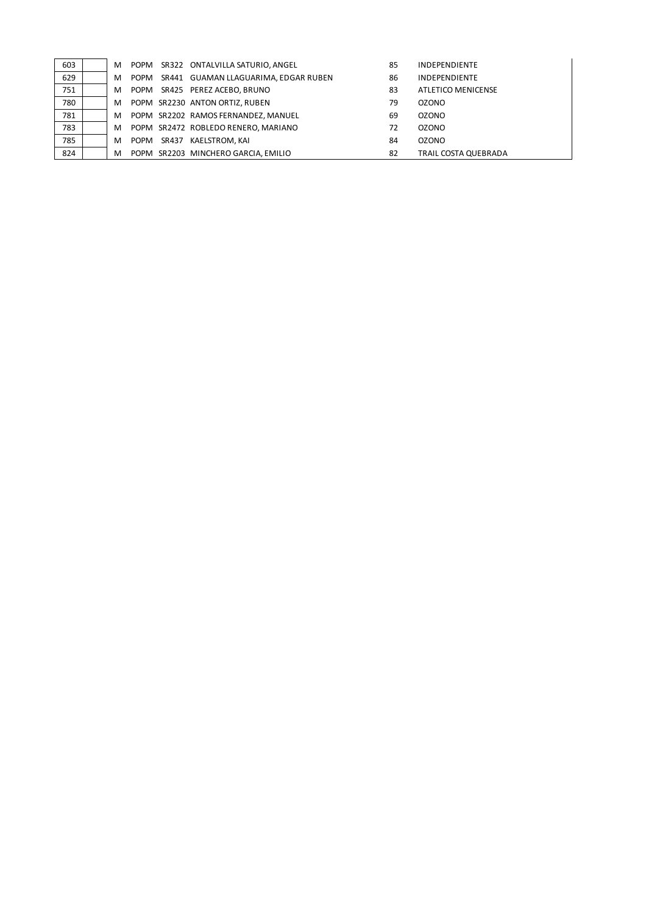| | | | | | | | |
|---|---|---|---|---|---|---|---|
| 603 | | M | POPM | SR322 | ONTALVILLA SATURIO, ANGEL | 85 | INDEPENDIENTE |
| 629 | | M | POPM | SR441 | GUAMAN LLAGUARIMA, EDGAR RUBEN | 86 | INDEPENDIENTE |
| 751 | | M | POPM | SR425 | PEREZ ACEBO, BRUNO | 83 | ATLETICO MENICENSE |
| 780 | | M | POPM | SR2230 | ANTON ORTIZ, RUBEN | 79 | OZONO |
| 781 | | M | POPM | SR2202 | RAMOS FERNANDEZ, MANUEL | 69 | OZONO |
| 783 | | M | POPM | SR2472 | ROBLEDO RENERO, MARIANO | 72 | OZONO |
| 785 | | M | POPM | SR437 | KAELSTROM, KAI | 84 | OZONO |
| 824 | | M | POPM | SR2203 | MINCHERO GARCIA, EMILIO | 82 | TRAIL COSTA QUEBRADA |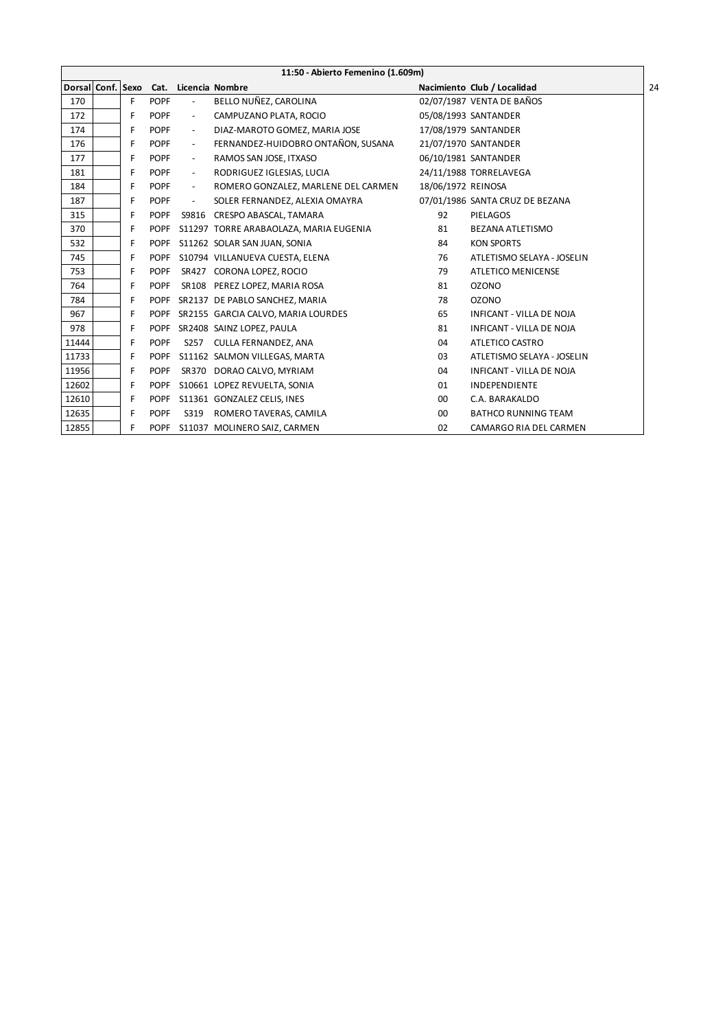| 11:50 - Abierto Femenino (1.609m) | | | | | | | |
|---|---|---|---|---|---|---|---|
| Dorsal | Conf. | Sexo | Cat. | Licencia | Nombre | Nacimiento | Club / Localidad |
| 170 | | F | POPF | - | BELLO NUÑEZ, CAROLINA | 02/07/1987 | VENTA DE BAÑOS |
| 172 | | F | POPF | - | CAMPUZANO PLATA, ROCIO | 05/08/1993 | SANTANDER |
| 174 | | F | POPF | - | DIAZ-MAROTO GOMEZ, MARIA JOSE | 17/08/1979 | SANTANDER |
| 176 | | F | POPF | - | FERNANDEZ-HUIDOBRO ONTAÑON, SUSANA | 21/07/1970 | SANTANDER |
| 177 | | F | POPF | - | RAMOS SAN JOSE, ITXASO | 06/10/1981 | SANTANDER |
| 181 | | F | POPF | - | RODRIGUEZ IGLESIAS, LUCIA | 24/11/1988 | TORRELAVEGA |
| 184 | | F | POPF | - | ROMERO GONZALEZ, MARLENE DEL CARMEN | 18/06/1972 | REINOSA |
| 187 | | F | POPF | - | SOLER FERNANDEZ, ALEXIA OMAYRA | 07/01/1986 | SANTA CRUZ DE BEZANA |
| 315 | | F | POPF | S9816 | CRESPO ABASCAL, TAMARA | 92 | PIELAGOS |
| 370 | | F | POPF | S11297 | TORRE ARABAOLAZA, MARIA EUGENIA | 81 | BEZANA ATLETISMO |
| 532 | | F | POPF | S11262 | SOLAR SAN JUAN, SONIA | 84 | KON SPORTS |
| 745 | | F | POPF | S10794 | VILLANUEVA CUESTA, ELENA | 76 | ATLETISMO SELAYA - JOSELIN |
| 753 | | F | POPF | SR427 | CORONA LOPEZ, ROCIO | 79 | ATLETICO MENICENSE |
| 764 | | F | POPF | SR108 | PEREZ LOPEZ, MARIA ROSA | 81 | OZONO |
| 784 | | F | POPF | SR2137 | DE PABLO SANCHEZ, MARIA | 78 | OZONO |
| 967 | | F | POPF | SR2155 | GARCIA CALVO, MARIA LOURDES | 65 | INFICANT - VILLA DE NOJA |
| 978 | | F | POPF | SR2408 | SAINZ LOPEZ, PAULA | 81 | INFICANT - VILLA DE NOJA |
| 11444 | | F | POPF | S257 | CULLA FERNANDEZ, ANA | 04 | ATLETICO CASTRO |
| 11733 | | F | POPF | S11162 | SALMON VILLEGAS, MARTA | 03 | ATLETISMO SELAYA - JOSELIN |
| 11956 | | F | POPF | SR370 | DORAO CALVO, MYRIAM | 04 | INFICANT - VILLA DE NOJA |
| 12602 | | F | POPF | S10661 | LOPEZ REVUELTA, SONIA | 01 | INDEPENDIENTE |
| 12610 | | F | POPF | S11361 | GONZALEZ CELIS, INES | 00 | C.A. BARAKALDO |
| 12635 | | F | POPF | S319 | ROMERO TAVERAS, CAMILA | 00 | BATHCO RUNNING TEAM |
| 12855 | | F | POPF | S11037 | MOLINERO SAIZ, CARMEN | 02 | CAMARGO RIA DEL CARMEN |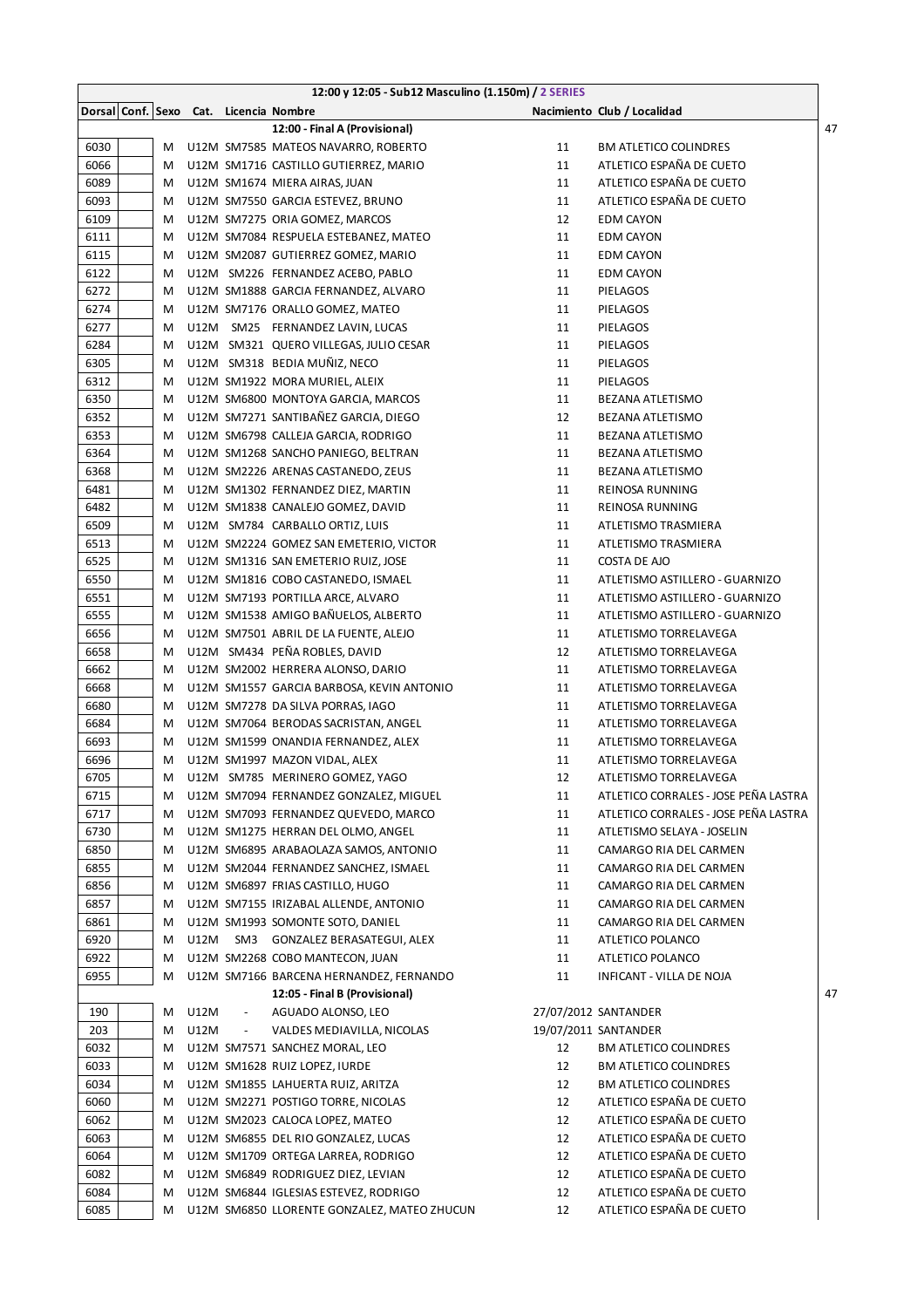| 12:00 y 12:05 - Sub12 Masculino (1.150m) / 2 SERIES | | | | | | | | |
|---|---|---|---|---|---|---|---|---|
| **Dorsal** | **Conf.** | **Sexo** | **Cat.** | **Licencia** | **Nombre** | **Nacimiento** | **Club / Localidad** | |
| | | | | | **12:00 - Final A (Provisional)** | | | 47 |
| 6030 | | M | U12M | SM7585 | MATEOS NAVARRO, ROBERTO | 11 | BM ATLETICO COLINDRES | |
| 6066 | | M | U12M | SM1716 | CASTILLO GUTIERREZ, MARIO | 11 | ATLETICO ESPAÑA DE CUETO | |
| 6089 | | M | U12M | SM1674 | MIERA AIRAS, JUAN | 11 | ATLETICO ESPAÑA DE CUETO | |
| 6093 | | M | U12M | SM7550 | GARCIA ESTEVEZ, BRUNO | 11 | ATLETICO ESPAÑA DE CUETO | |
| 6109 | | M | U12M | SM7275 | ORIA GOMEZ, MARCOS | 12 | EDM CAYON | |
| 6111 | | M | U12M | SM7084 | RESPUELA ESTEBANEZ, MATEO | 11 | EDM CAYON | |
| 6115 | | M | U12M | SM2087 | GUTIERREZ GOMEZ, MARIO | 11 | EDM CAYON | |
| 6122 | | M | U12M | SM226 | FERNANDEZ ACEBO, PABLO | 11 | EDM CAYON | |
| 6272 | | M | U12M | SM1888 | GARCIA FERNANDEZ, ALVARO | 11 | PIELAGOS | |
| 6274 | | M | U12M | SM7176 | ORALLO GOMEZ, MATEO | 11 | PIELAGOS | |
| 6277 | | M | U12M | SM25 | FERNANDEZ LAVIN, LUCAS | 11 | PIELAGOS | |
| 6284 | | M | U12M | SM321 | QUERO VILLEGAS, JULIO CESAR | 11 | PIELAGOS | |
| 6305 | | M | U12M | SM318 | BEDIA MUÑIZ, NECO | 11 | PIELAGOS | |
| 6312 | | M | U12M | SM1922 | MORA MURIEL, ALEIX | 11 | PIELAGOS | |
| 6350 | | M | U12M | SM6800 | MONTOYA GARCIA, MARCOS | 11 | BEZANA ATLETISMO | |
| 6352 | | M | U12M | SM7271 | SANTIBAÑEZ GARCIA, DIEGO | 12 | BEZANA ATLETISMO | |
| 6353 | | M | U12M | SM6798 | CALLEJA GARCIA, RODRIGO | 11 | BEZANA ATLETISMO | |
| 6364 | | M | U12M | SM1268 | SANCHO PANIEGO, BELTRAN | 11 | BEZANA ATLETISMO | |
| 6368 | | M | U12M | SM2226 | ARENAS CASTANEDO, ZEUS | 11 | BEZANA ATLETISMO | |
| 6481 | | M | U12M | SM1302 | FERNANDEZ DIEZ, MARTIN | 11 | REINOSA RUNNING | |
| 6482 | | M | U12M | SM1838 | CANALEJO GOMEZ, DAVID | 11 | REINOSA RUNNING | |
| 6509 | | M | U12M | SM784 | CARBALLO ORTIZ, LUIS | 11 | ATLETISMO TRASMIERA | |
| 6513 | | M | U12M | SM2224 | GOMEZ SAN EMETERIO, VICTOR | 11 | ATLETISMO TRASMIERA | |
| 6525 | | M | U12M | SM1316 | SAN EMETERIO RUIZ, JOSE | 11 | COSTA DE AJO | |
| 6550 | | M | U12M | SM1816 | COBO CASTANEDO, ISMAEL | 11 | ATLETISMO ASTILLERO - GUARNIZO | |
| 6551 | | M | U12M | SM7193 | PORTILLA ARCE, ALVARO | 11 | ATLETISMO ASTILLERO - GUARNIZO | |
| 6555 | | M | U12M | SM1538 | AMIGO BAÑUELOS, ALBERTO | 11 | ATLETISMO ASTILLERO - GUARNIZO | |
| 6656 | | M | U12M | SM7501 | ABRIL DE LA FUENTE, ALEJO | 11 | ATLETISMO TORRELAVEGA | |
| 6658 | | M | U12M | SM434 | PEÑA ROBLES, DAVID | 12 | ATLETISMO TORRELAVEGA | |
| 6662 | | M | U12M | SM2002 | HERRERA ALONSO, DARIO | 11 | ATLETISMO TORRELAVEGA | |
| 6668 | | M | U12M | SM1557 | GARCIA BARBOSA, KEVIN ANTONIO | 11 | ATLETISMO TORRELAVEGA | |
| 6680 | | M | U12M | SM7278 | DA SILVA PORRAS, IAGO | 11 | ATLETISMO TORRELAVEGA | |
| 6684 | | M | U12M | SM7064 | BERODAS SACRISTAN, ANGEL | 11 | ATLETISMO TORRELAVEGA | |
| 6693 | | M | U12M | SM1599 | ONANDIA FERNANDEZ, ALEX | 11 | ATLETISMO TORRELAVEGA | |
| 6696 | | M | U12M | SM1997 | MAZON VIDAL, ALEX | 11 | ATLETISMO TORRELAVEGA | |
| 6705 | | M | U12M | SM785 | MERINERO GOMEZ, YAGO | 12 | ATLETISMO TORRELAVEGA | |
| 6715 | | M | U12M | SM7094 | FERNANDEZ GONZALEZ, MIGUEL | 11 | ATLETICO CORRALES - JOSE PEÑA LASTRA | |
| 6717 | | M | U12M | SM7093 | FERNANDEZ QUEVEDO, MARCO | 11 | ATLETICO CORRALES - JOSE PEÑA LASTRA | |
| 6730 | | M | U12M | SM1275 | HERRAN DEL OLMO, ANGEL | 11 | ATLETISMO SELAYA - JOSELIN | |
| 6850 | | M | U12M | SM6895 | ARABAOLAZA SAMOS, ANTONIO | 11 | CAMARGO RIA DEL CARMEN | |
| 6855 | | M | U12M | SM2044 | FERNANDEZ SANCHEZ, ISMAEL | 11 | CAMARGO RIA DEL CARMEN | |
| 6856 | | M | U12M | SM6897 | FRIAS CASTILLO, HUGO | 11 | CAMARGO RIA DEL CARMEN | |
| 6857 | | M | U12M | SM7155 | IRIZABAL ALLENDE, ANTONIO | 11 | CAMARGO RIA DEL CARMEN | |
| 6861 | | M | U12M | SM1993 | SOMONTE SOTO, DANIEL | 11 | CAMARGO RIA DEL CARMEN | |
| 6920 | | M | U12M | SM3 | GONZALEZ BERASATEGUI, ALEX | 11 | ATLETICO POLANCO | |
| 6922 | | M | U12M | SM2268 | COBO MANTECON, JUAN | 11 | ATLETICO POLANCO | |
| 6955 | | M | U12M | SM7166 | BARCENA HERNANDEZ, FERNANDO | 11 | INFICANT - VILLA DE NOJA | |
| | | | | | **12:05 - Final B (Provisional)** | | | 47 |
| 190 | | M | U12M | - | AGUADO ALONSO, LEO | 27/07/2012 | SANTANDER | |
| 203 | | M | U12M | - | VALDES MEDIAVILLA, NICOLAS | 19/07/2011 | SANTANDER | |
| 6032 | | M | U12M | SM7571 | SANCHEZ MORAL, LEO | 12 | BM ATLETICO COLINDRES | |
| 6033 | | M | U12M | SM1628 | RUIZ LOPEZ, IURDE | 12 | BM ATLETICO COLINDRES | |
| 6034 | | M | U12M | SM1855 | LAHUERTA RUIZ, ARITZA | 12 | BM ATLETICO COLINDRES | |
| 6060 | | M | U12M | SM2271 | POSTIGO TORRE, NICOLAS | 12 | ATLETICO ESPAÑA DE CUETO | |
| 6062 | | M | U12M | SM2023 | CALOCA LOPEZ, MATEO | 12 | ATLETICO ESPAÑA DE CUETO | |
| 6063 | | M | U12M | SM6855 | DEL RIO GONZALEZ, LUCAS | 12 | ATLETICO ESPAÑA DE CUETO | |
| 6064 | | M | U12M | SM1709 | ORTEGA LARREA, RODRIGO | 12 | ATLETICO ESPAÑA DE CUETO | |
| 6082 | | M | U12M | SM6849 | RODRIGUEZ DIEZ, LEVIAN | 12 | ATLETICO ESPAÑA DE CUETO | |
| 6084 | | M | U12M | SM6844 | IGLESIAS ESTEVEZ, RODRIGO | 12 | ATLETICO ESPAÑA DE CUETO | |
| 6085 | | M | U12M | SM6850 | LLORENTE GONZALEZ, MATEO ZHUCUN | 12 | ATLETICO ESPAÑA DE CUETO | |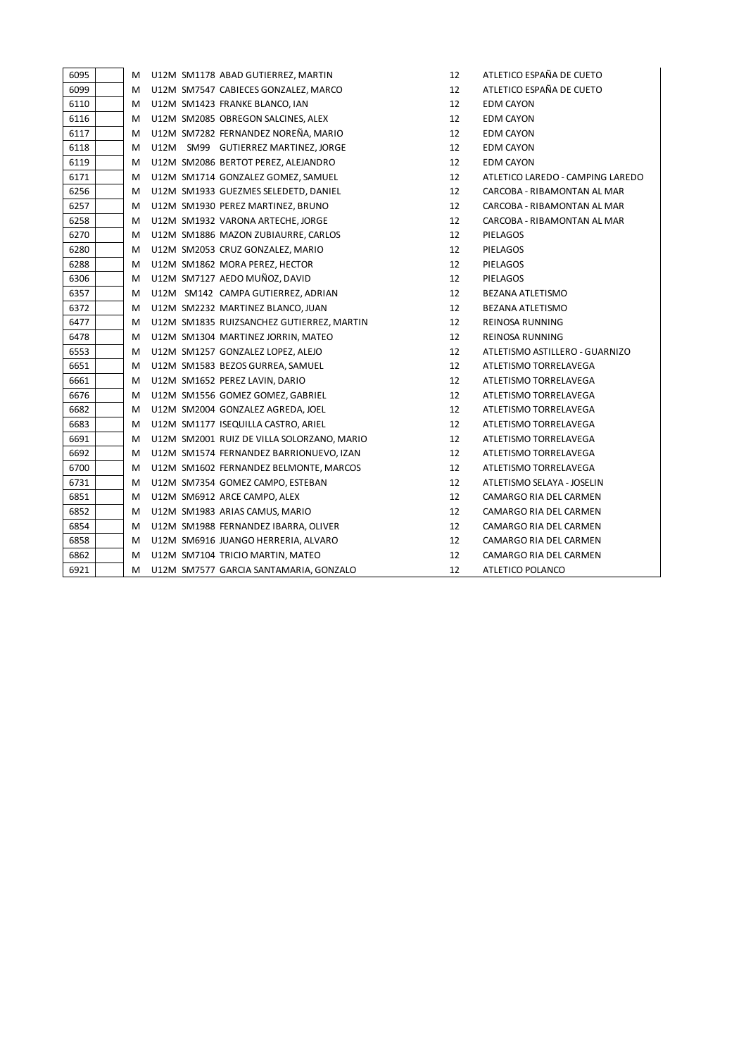| | | | | | | | | |
|---|---|---|---|---|---|---|---|---|
| 6095 | | M | U12M | SM1178 | ABAD GUTIERREZ, MARTIN | | 12 | ATLETICO ESPAÑA DE CUETO |
| 6099 | | M | U12M | SM7547 | CABIECES GONZALEZ, MARCO | | 12 | ATLETICO ESPAÑA DE CUETO |
| 6110 | | M | U12M | SM1423 | FRANKE BLANCO, IAN | | 12 | EDM CAYON |
| 6116 | | M | U12M | SM2085 | OBREGON SALCINES, ALEX | | 12 | EDM CAYON |
| 6117 | | M | U12M | SM7282 | FERNANDEZ NOREÑA, MARIO | | 12 | EDM CAYON |
| 6118 | | M | U12M | SM99 | GUTIERREZ MARTINEZ, JORGE | | 12 | EDM CAYON |
| 6119 | | M | U12M | SM2086 | BERTOT PEREZ, ALEJANDRO | | 12 | EDM CAYON |
| 6171 | | M | U12M | SM1714 | GONZALEZ GOMEZ, SAMUEL | | 12 | ATLETICO LAREDO - CAMPING LAREDO |
| 6256 | | M | U12M | SM1933 | GUEZMES SELEDETD, DANIEL | | 12 | CARCOBA - RIBAMONTAN AL MAR |
| 6257 | | M | U12M | SM1930 | PEREZ MARTINEZ, BRUNO | | 12 | CARCOBA - RIBAMONTAN AL MAR |
| 6258 | | M | U12M | SM1932 | VARONA ARTECHE, JORGE | | 12 | CARCOBA - RIBAMONTAN AL MAR |
| 6270 | | M | U12M | SM1886 | MAZON ZUBIAURRE, CARLOS | | 12 | PIELAGOS |
| 6280 | | M | U12M | SM2053 | CRUZ GONZALEZ, MARIO | | 12 | PIELAGOS |
| 6288 | | M | U12M | SM1862 | MORA PEREZ, HECTOR | | 12 | PIELAGOS |
| 6306 | | M | U12M | SM7127 | AEDO MUÑOZ, DAVID | | 12 | PIELAGOS |
| 6357 | | M | U12M | SM142 | CAMPA GUTIERREZ, ADRIAN | | 12 | BEZANA ATLETISMO |
| 6372 | | M | U12M | SM2232 | MARTINEZ BLANCO, JUAN | | 12 | BEZANA ATLETISMO |
| 6477 | | M | U12M | SM1835 | RUIZSANCHEZ GUTIERREZ, MARTIN | | 12 | REINOSA RUNNING |
| 6478 | | M | U12M | SM1304 | MARTINEZ JORRIN, MATEO | | 12 | REINOSA RUNNING |
| 6553 | | M | U12M | SM1257 | GONZALEZ LOPEZ, ALEJO | | 12 | ATLETISMO ASTILLERO - GUARNIZO |
| 6651 | | M | U12M | SM1583 | BEZOS GURREA, SAMUEL | | 12 | ATLETISMO TORRELAVEGA |
| 6661 | | M | U12M | SM1652 | PEREZ LAVIN, DARIO | | 12 | ATLETISMO TORRELAVEGA |
| 6676 | | M | U12M | SM1556 | GOMEZ GOMEZ, GABRIEL | | 12 | ATLETISMO TORRELAVEGA |
| 6682 | | M | U12M | SM2004 | GONZALEZ AGREDA, JOEL | | 12 | ATLETISMO TORRELAVEGA |
| 6683 | | M | U12M | SM1177 | ISEQUILLA CASTRO, ARIEL | | 12 | ATLETISMO TORRELAVEGA |
| 6691 | | M | U12M | SM2001 | RUIZ DE VILLA SOLORZANO, MARIO | | 12 | ATLETISMO TORRELAVEGA |
| 6692 | | M | U12M | SM1574 | FERNANDEZ BARRIONUEVO, IZAN | | 12 | ATLETISMO TORRELAVEGA |
| 6700 | | M | U12M | SM1602 | FERNANDEZ BELMONTE, MARCOS | | 12 | ATLETISMO TORRELAVEGA |
| 6731 | | M | U12M | SM7354 | GOMEZ CAMPO, ESTEBAN | | 12 | ATLETISMO SELAYA - JOSELIN |
| 6851 | | M | U12M | SM6912 | ARCE CAMPO, ALEX | | 12 | CAMARGO RIA DEL CARMEN |
| 6852 | | M | U12M | SM1983 | ARIAS CAMUS, MARIO | | 12 | CAMARGO RIA DEL CARMEN |
| 6854 | | M | U12M | SM1988 | FERNANDEZ IBARRA, OLIVER | | 12 | CAMARGO RIA DEL CARMEN |
| 6858 | | M | U12M | SM6916 | JUANGO HERRERIA, ALVARO | | 12 | CAMARGO RIA DEL CARMEN |
| 6862 | | M | U12M | SM7104 | TRICIO MARTIN, MATEO | | 12 | CAMARGO RIA DEL CARMEN |
| 6921 | | M | U12M | SM7577 | GARCIA SANTAMARIA, GONZALO | | 12 | ATLETICO POLANCO |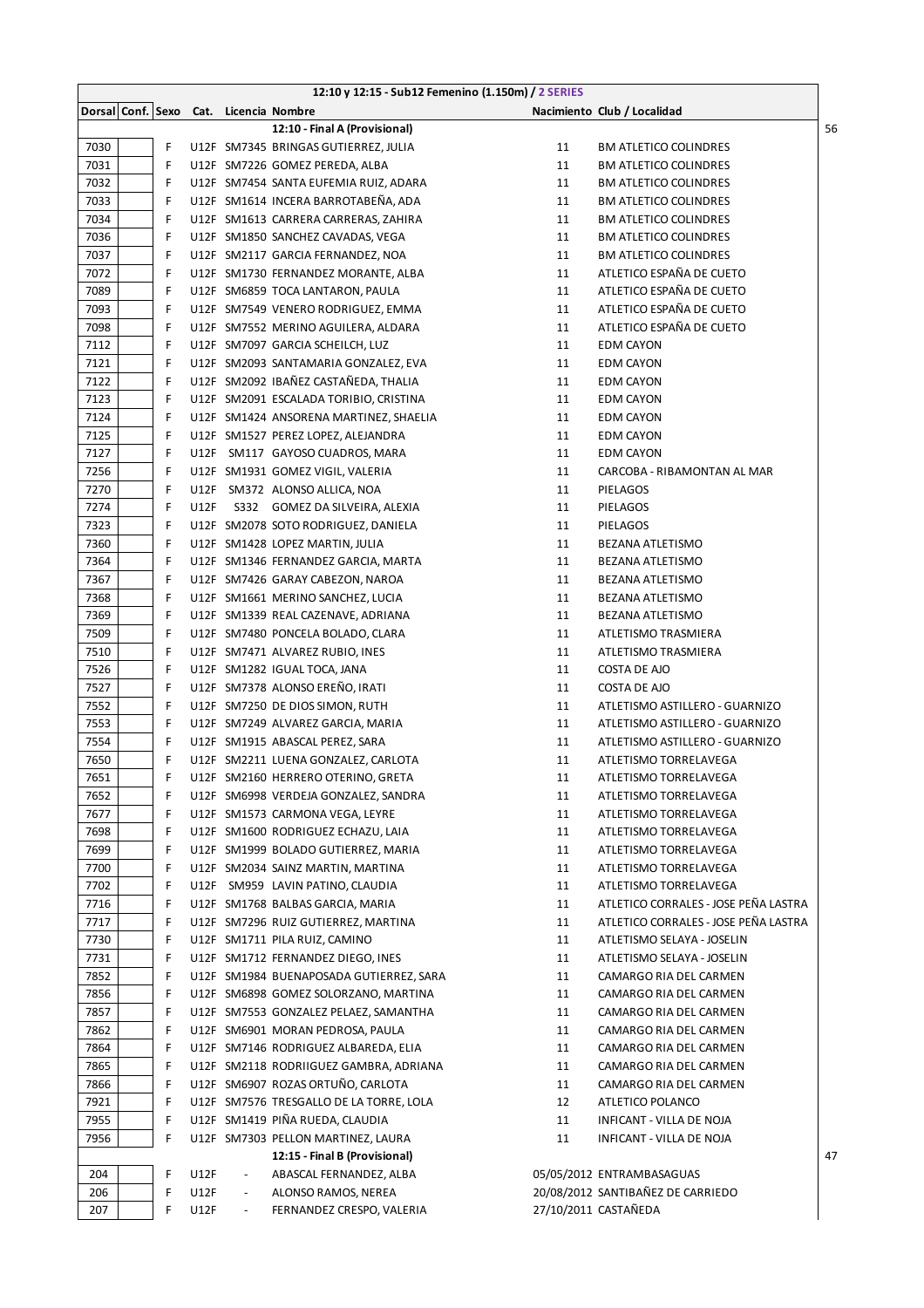| 12:10 y 12:15 - Sub12 Femenino (1.150m) / 2 SERIES | | | | | | | | |
|---|---|---|---|---|---|---|---|---|
| Dorsal | Conf. | Sexo | Cat. | Licencia | Nombre | Nacimiento | Club / Localidad | |
| | | | | | 12:10 - Final A (Provisional) | | | 56 |
| 7030 | | F | U12F | SM7345 | BRINGAS GUTIERREZ, JULIA | 11 | BM ATLETICO COLINDRES | |
| 7031 | | F | U12F | SM7226 | GOMEZ PEREDA, ALBA | 11 | BM ATLETICO COLINDRES | |
| 7032 | | F | U12F | SM7454 | SANTA EUFEMIA RUIZ, ADARA | 11 | BM ATLETICO COLINDRES | |
| 7033 | | F | U12F | SM1614 | INCERA BARROTABEÑA, ADA | 11 | BM ATLETICO COLINDRES | |
| 7034 | | F | U12F | SM1613 | CARRERA CARRERAS, ZAHIRA | 11 | BM ATLETICO COLINDRES | |
| 7036 | | F | U12F | SM1850 | SANCHEZ CAVADAS, VEGA | 11 | BM ATLETICO COLINDRES | |
| 7037 | | F | U12F | SM2117 | GARCIA FERNANDEZ, NOA | 11 | BM ATLETICO COLINDRES | |
| 7072 | | F | U12F | SM1730 | FERNANDEZ MORANTE, ALBA | 11 | ATLETICO ESPAÑA DE CUETO | |
| 7089 | | F | U12F | SM6859 | TOCA LANTARON, PAULA | 11 | ATLETICO ESPAÑA DE CUETO | |
| 7093 | | F | U12F | SM7549 | VENERO RODRIGUEZ, EMMA | 11 | ATLETICO ESPAÑA DE CUETO | |
| 7098 | | F | U12F | SM7552 | MERINO AGUILERA, ALDARA | 11 | ATLETICO ESPAÑA DE CUETO | |
| 7112 | | F | U12F | SM7097 | GARCIA SCHEILCH, LUZ | 11 | EDM CAYON | |
| 7121 | | F | U12F | SM2093 | SANTAMARIA GONZALEZ, EVA | 11 | EDM CAYON | |
| 7122 | | F | U12F | SM2092 | IBAÑEZ CASTAÑEDA, THALIA | 11 | EDM CAYON | |
| 7123 | | F | U12F | SM2091 | ESCALADA TORIBIO, CRISTINA | 11 | EDM CAYON | |
| 7124 | | F | U12F | SM1424 | ANSORENA MARTINEZ, SHAELIA | 11 | EDM CAYON | |
| 7125 | | F | U12F | SM1527 | PEREZ LOPEZ, ALEJANDRA | 11 | EDM CAYON | |
| 7127 | | F | U12F | SM117 | GAYOSO CUADROS, MARA | 11 | EDM CAYON | |
| 7256 | | F | U12F | SM1931 | GOMEZ VIGIL, VALERIA | 11 | CARCOBA - RIBAMONTAN AL MAR | |
| 7270 | | F | U12F | SM372 | ALONSO ALLICA, NOA | 11 | PIELAGOS | |
| 7274 | | F | U12F | S332 | GOMEZ DA SILVEIRA, ALEXIA | 11 | PIELAGOS | |
| 7323 | | F | U12F | SM2078 | SOTO RODRIGUEZ, DANIELA | 11 | PIELAGOS | |
| 7360 | | F | U12F | SM1428 | LOPEZ MARTIN, JULIA | 11 | BEZANA ATLETISMO | |
| 7364 | | F | U12F | SM1346 | FERNANDEZ GARCIA, MARTA | 11 | BEZANA ATLETISMO | |
| 7367 | | F | U12F | SM7426 | GARAY CABEZON, NAROA | 11 | BEZANA ATLETISMO | |
| 7368 | | F | U12F | SM1661 | MERINO SANCHEZ, LUCIA | 11 | BEZANA ATLETISMO | |
| 7369 | | F | U12F | SM1339 | REAL CAZENAVE, ADRIANA | 11 | BEZANA ATLETISMO | |
| 7509 | | F | U12F | SM7480 | PONCELA BOLADO, CLARA | 11 | ATLETISMO TRASMIERA | |
| 7510 | | F | U12F | SM7471 | ALVAREZ RUBIO, INES | 11 | ATLETISMO TRASMIERA | |
| 7526 | | F | U12F | SM1282 | IGUAL TOCA, JANA | 11 | COSTA DE AJO | |
| 7527 | | F | U12F | SM7378 | ALONSO EREÑO, IRATI | 11 | COSTA DE AJO | |
| 7552 | | F | U12F | SM7250 | DE DIOS SIMON, RUTH | 11 | ATLETISMO ASTILLERO - GUARNIZO | |
| 7553 | | F | U12F | SM7249 | ALVAREZ GARCIA, MARIA | 11 | ATLETISMO ASTILLERO - GUARNIZO | |
| 7554 | | F | U12F | SM1915 | ABASCAL PEREZ, SARA | 11 | ATLETISMO ASTILLERO - GUARNIZO | |
| 7650 | | F | U12F | SM2211 | LUENA GONZALEZ, CARLOTA | 11 | ATLETISMO TORRELAVEGA | |
| 7651 | | F | U12F | SM2160 | HERRERO OTERINO, GRETA | 11 | ATLETISMO TORRELAVEGA | |
| 7652 | | F | U12F | SM6998 | VERDEJA GONZALEZ, SANDRA | 11 | ATLETISMO TORRELAVEGA | |
| 7677 | | F | U12F | SM1573 | CARMONA VEGA, LEYRE | 11 | ATLETISMO TORRELAVEGA | |
| 7698 | | F | U12F | SM1600 | RODRIGUEZ ECHAZU, LAIA | 11 | ATLETISMO TORRELAVEGA | |
| 7699 | | F | U12F | SM1999 | BOLADO GUTIERREZ, MARIA | 11 | ATLETISMO TORRELAVEGA | |
| 7700 | | F | U12F | SM2034 | SAINZ MARTIN, MARTINA | 11 | ATLETISMO TORRELAVEGA | |
| 7702 | | F | U12F | SM959 | LAVIN PATINO, CLAUDIA | 11 | ATLETISMO TORRELAVEGA | |
| 7716 | | F | U12F | SM1768 | BALBAS GARCIA, MARIA | 11 | ATLETICO CORRALES - JOSE PEÑA LASTRA | |
| 7717 | | F | U12F | SM7296 | RUIZ GUTIERREZ, MARTINA | 11 | ATLETICO CORRALES - JOSE PEÑA LASTRA | |
| 7730 | | F | U12F | SM1711 | PILA RUIZ, CAMINO | 11 | ATLETISMO SELAYA - JOSELIN | |
| 7731 | | F | U12F | SM1712 | FERNANDEZ DIEGO, INES | 11 | ATLETISMO SELAYA - JOSELIN | |
| 7852 | | F | U12F | SM1984 | BUENAPOSADA GUTIERREZ, SARA | 11 | CAMARGO RIA DEL CARMEN | |
| 7856 | | F | U12F | SM6898 | GOMEZ SOLORZANO, MARTINA | 11 | CAMARGO RIA DEL CARMEN | |
| 7857 | | F | U12F | SM7553 | GONZALEZ PELAEZ, SAMANTHA | 11 | CAMARGO RIA DEL CARMEN | |
| 7862 | | F | U12F | SM6901 | MORAN PEDROSA, PAULA | 11 | CAMARGO RIA DEL CARMEN | |
| 7864 | | F | U12F | SM7146 | RODRIGUEZ ALBAREDA, ELIA | 11 | CAMARGO RIA DEL CARMEN | |
| 7865 | | F | U12F | SM2118 | RODRIIGUEZ GAMBRA, ADRIANA | 11 | CAMARGO RIA DEL CARMEN | |
| 7866 | | F | U12F | SM6907 | ROZAS ORTUÑO, CARLOTA | 11 | CAMARGO RIA DEL CARMEN | |
| 7921 | | F | U12F | SM7576 | TRESGALLO DE LA TORRE, LOLA | 12 | ATLETICO POLANCO | |
| 7955 | | F | U12F | SM1419 | PIÑA RUEDA, CLAUDIA | 11 | INFICANT - VILLA DE NOJA | |
| 7956 | | F | U12F | SM7303 | PELLON MARTINEZ, LAURA | 11 | INFICANT - VILLA DE NOJA | |
| | | | | | 12:15 - Final B (Provisional) | | | 47 |
| 204 | | F | U12F | - | ABASCAL FERNANDEZ, ALBA | 05/05/2012 | ENTRAMBASAGUAS | |
| 206 | | F | U12F | - | ALONSO RAMOS, NEREA | 20/08/2012 | SANTIBAÑEZ DE CARRIEDO | |
| 207 | | F | U12F | - | FERNANDEZ CRESPO, VALERIA | 27/10/2011 | CASTAÑEDA | |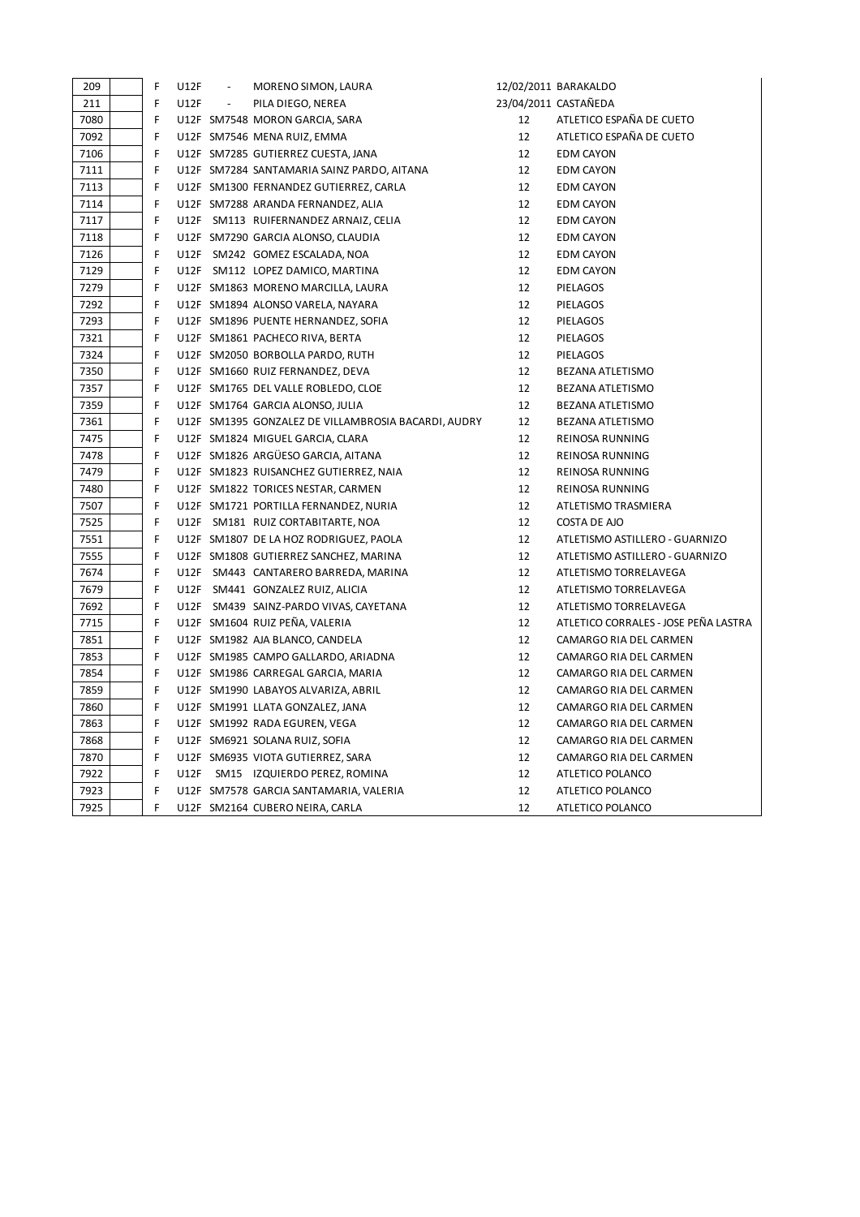| | | | | | | | |
|---|---|---|---|---|---|---|---|
| 209 | | F | U12F | - | MORENO SIMON, LAURA | 12/02/2011 | BARAKALDO |
| 211 | | F | U12F | - | PILA DIEGO, NEREA | 23/04/2011 | CASTAÑEDA |
| 7080 | | F | U12F | SM7548 | MORON GARCIA, SARA | 12 | ATLETICO ESPAÑA DE CUETO |
| 7092 | | F | U12F | SM7546 | MENA RUIZ, EMMA | 12 | ATLETICO ESPAÑA DE CUETO |
| 7106 | | F | U12F | SM7285 | GUTIERREZ CUESTA, JANA | 12 | EDM CAYON |
| 7111 | | F | U12F | SM7284 | SANTAMARIA SAINZ PARDO, AITANA | 12 | EDM CAYON |
| 7113 | | F | U12F | SM1300 | FERNANDEZ GUTIERREZ, CARLA | 12 | EDM CAYON |
| 7114 | | F | U12F | SM7288 | ARANDA FERNANDEZ, ALIA | 12 | EDM CAYON |
| 7117 | | F | U12F | SM113 | RUIFERNANDEZ ARNAIZ, CELIA | 12 | EDM CAYON |
| 7118 | | F | U12F | SM7290 | GARCIA ALONSO, CLAUDIA | 12 | EDM CAYON |
| 7126 | | F | U12F | SM242 | GOMEZ ESCALADA, NOA | 12 | EDM CAYON |
| 7129 | | F | U12F | SM112 | LOPEZ DAMICO, MARTINA | 12 | EDM CAYON |
| 7279 | | F | U12F | SM1863 | MORENO MARCILLA, LAURA | 12 | PIELAGOS |
| 7292 | | F | U12F | SM1894 | ALONSO VARELA, NAYARA | 12 | PIELAGOS |
| 7293 | | F | U12F | SM1896 | PUENTE HERNANDEZ, SOFIA | 12 | PIELAGOS |
| 7321 | | F | U12F | SM1861 | PACHECO RIVA, BERTA | 12 | PIELAGOS |
| 7324 | | F | U12F | SM2050 | BORBOLLA PARDO, RUTH | 12 | PIELAGOS |
| 7350 | | F | U12F | SM1660 | RUIZ FERNANDEZ, DEVA | 12 | BEZANA ATLETISMO |
| 7357 | | F | U12F | SM1765 | DEL VALLE ROBLEDO, CLOE | 12 | BEZANA ATLETISMO |
| 7359 | | F | U12F | SM1764 | GARCIA ALONSO, JULIA | 12 | BEZANA ATLETISMO |
| 7361 | | F | U12F | SM1395 | GONZALEZ DE VILLAMBROSIA BACARDI, AUDRY | 12 | BEZANA ATLETISMO |
| 7475 | | F | U12F | SM1824 | MIGUEL GARCIA, CLARA | 12 | REINOSA RUNNING |
| 7478 | | F | U12F | SM1826 | ARGÜESO GARCIA, AITANA | 12 | REINOSA RUNNING |
| 7479 | | F | U12F | SM1823 | RUISANCHEZ GUTIERREZ, NAIA | 12 | REINOSA RUNNING |
| 7480 | | F | U12F | SM1822 | TORICES NESTAR, CARMEN | 12 | REINOSA RUNNING |
| 7507 | | F | U12F | SM1721 | PORTILLA FERNANDEZ, NURIA | 12 | ATLETISMO TRASMIERA |
| 7525 | | F | U12F | SM181 | RUIZ CORTABITARTE, NOA | 12 | COSTA DE AJO |
| 7551 | | F | U12F | SM1807 | DE LA HOZ RODRIGUEZ, PAOLA | 12 | ATLETISMO ASTILLERO - GUARNIZO |
| 7555 | | F | U12F | SM1808 | GUTIERREZ SANCHEZ, MARINA | 12 | ATLETISMO ASTILLERO - GUARNIZO |
| 7674 | | F | U12F | SM443 | CANTARERO BARREDA, MARINA | 12 | ATLETISMO TORRELAVEGA |
| 7679 | | F | U12F | SM441 | GONZALEZ RUIZ, ALICIA | 12 | ATLETISMO TORRELAVEGA |
| 7692 | | F | U12F | SM439 | SAINZ-PARDO VIVAS, CAYETANA | 12 | ATLETISMO TORRELAVEGA |
| 7715 | | F | U12F | SM1604 | RUIZ PEÑA, VALERIA | 12 | ATLETICO CORRALES - JOSE PEÑA LASTRA |
| 7851 | | F | U12F | SM1982 | AJA BLANCO, CANDELA | 12 | CAMARGO RIA DEL CARMEN |
| 7853 | | F | U12F | SM1985 | CAMPO GALLARDO, ARIADNA | 12 | CAMARGO RIA DEL CARMEN |
| 7854 | | F | U12F | SM1986 | CARREGAL GARCIA, MARIA | 12 | CAMARGO RIA DEL CARMEN |
| 7859 | | F | U12F | SM1990 | LABAYOS ALVARIZA, ABRIL | 12 | CAMARGO RIA DEL CARMEN |
| 7860 | | F | U12F | SM1991 | LLATA GONZALEZ, JANA | 12 | CAMARGO RIA DEL CARMEN |
| 7863 | | F | U12F | SM1992 | RADA EGUREN, VEGA | 12 | CAMARGO RIA DEL CARMEN |
| 7868 | | F | U12F | SM6921 | SOLANA RUIZ, SOFIA | 12 | CAMARGO RIA DEL CARMEN |
| 7870 | | F | U12F | SM6935 | VIOTA GUTIERREZ, SARA | 12 | CAMARGO RIA DEL CARMEN |
| 7922 | | F | U12F | SM15 | IZQUIERDO PEREZ, ROMINA | 12 | ATLETICO POLANCO |
| 7923 | | F | U12F | SM7578 | GARCIA SANTAMARIA, VALERIA | 12 | ATLETICO POLANCO |
| 7925 | | F | U12F | SM2164 | CUBERO NEIRA, CARLA | 12 | ATLETICO POLANCO |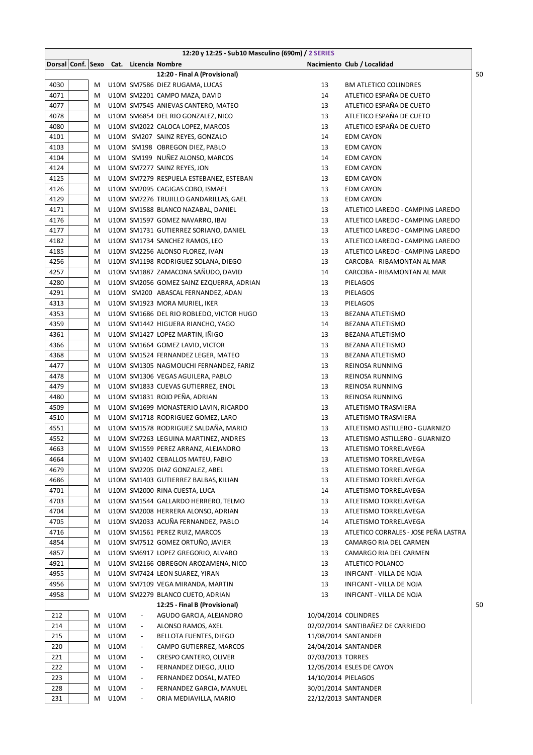| 12:20 y 12:25 - Sub10 Masculino (690m) / 2 SERIES | | | | | | | | |
|---|---|---|---|---|---|---|---|---|
| Dorsal | Conf. | Sexo | Cat. | Licencia | Nombre | Nacimiento | Club / Localidad | |
| | | | | | **12:20 - Final A (Provisional)** | | | 50 |
| 4030 | | M | U10M | SM7586 | DIEZ RUGAMA, LUCAS | 13 | BM ATLETICO COLINDRES | |
| 4071 | | M | U10M | SM2201 | CAMPO MAZA, DAVID | 14 | ATLETICO ESPAÑA DE CUETO | |
| 4077 | | M | U10M | SM7545 | ANIEVAS CANTERO, MATEO | 13 | ATLETICO ESPAÑA DE CUETO | |
| 4078 | | M | U10M | SM6854 | DEL RIO GONZALEZ, NICO | 13 | ATLETICO ESPAÑA DE CUETO | |
| 4080 | | M | U10M | SM2022 | CALOCA LOPEZ, MARCOS | 13 | ATLETICO ESPAÑA DE CUETO | |
| 4101 | | M | U10M | SM207 | SAINZ REYES, GONZALO | 14 | EDM CAYON | |
| 4103 | | M | U10M | SM198 | OBREGON DIEZ, PABLO | 13 | EDM CAYON | |
| 4104 | | M | U10M | SM199 | NUÑEZ ALONSO, MARCOS | 14 | EDM CAYON | |
| 4124 | | M | U10M | SM7277 | SAINZ REYES, JON | 13 | EDM CAYON | |
| 4125 | | M | U10M | SM7279 | RESPUELA ESTEBANEZ, ESTEBAN | 13 | EDM CAYON | |
| 4126 | | M | U10M | SM2095 | CAGIGAS COBO, ISMAEL | 13 | EDM CAYON | |
| 4129 | | M | U10M | SM7276 | TRUJILLO GANDARILLAS, GAEL | 13 | EDM CAYON | |
| 4171 | | M | U10M | SM1588 | BLANCO NAZABAL, DANIEL | 13 | ATLETICO LAREDO - CAMPING LAREDO | |
| 4176 | | M | U10M | SM1597 | GOMEZ NAVARRO, IBAI | 13 | ATLETICO LAREDO - CAMPING LAREDO | |
| 4177 | | M | U10M | SM1731 | GUTIERREZ SORIANO, DANIEL | 13 | ATLETICO LAREDO - CAMPING LAREDO | |
| 4182 | | M | U10M | SM1734 | SANCHEZ RAMOS, LEO | 13 | ATLETICO LAREDO - CAMPING LAREDO | |
| 4185 | | M | U10M | SM2256 | ALONSO FLOREZ, IVAN | 13 | ATLETICO LAREDO - CAMPING LAREDO | |
| 4256 | | M | U10M | SM1198 | RODRIGUEZ SOLANA, DIEGO | 13 | CARCOBA - RIBAMONTAN AL MAR | |
| 4257 | | M | U10M | SM1887 | ZAMACONA SAÑUDO, DAVID | 14 | CARCOBA - RIBAMONTAN AL MAR | |
| 4280 | | M | U10M | SM2056 | GOMEZ SAINZ EZQUERRA, ADRIAN | 13 | PIELAGOS | |
| 4291 | | M | U10M | SM200 | ABASCAL FERNANDEZ, ADAN | 13 | PIELAGOS | |
| 4313 | | M | U10M | SM1923 | MORA MURIEL, IKER | 13 | PIELAGOS | |
| 4353 | | M | U10M | SM1686 | DEL RIO ROBLEDO, VICTOR HUGO | 13 | BEZANA ATLETISMO | |
| 4359 | | M | U10M | SM1442 | HIGUERA RIANCHO, YAGO | 14 | BEZANA ATLETISMO | |
| 4361 | | M | U10M | SM1427 | LOPEZ MARTIN, IÑIGO | 13 | BEZANA ATLETISMO | |
| 4366 | | M | U10M | SM1664 | GOMEZ LAVID, VICTOR | 13 | BEZANA ATLETISMO | |
| 4368 | | M | U10M | SM1524 | FERNANDEZ LEGER, MATEO | 13 | BEZANA ATLETISMO | |
| 4477 | | M | U10M | SM1305 | NAGMOUCHI FERNANDEZ, FARIZ | 13 | REINOSA RUNNING | |
| 4478 | | M | U10M | SM1306 | VEGAS AGUILERA, PABLO | 13 | REINOSA RUNNING | |
| 4479 | | M | U10M | SM1833 | CUEVAS GUTIERREZ, ENOL | 13 | REINOSA RUNNING | |
| 4480 | | M | U10M | SM1831 | ROJO PEÑA, ADRIAN | 13 | REINOSA RUNNING | |
| 4509 | | M | U10M | SM1699 | MONASTERIO LAVIN, RICARDO | 13 | ATLETISMO TRASMIERA | |
| 4510 | | M | U10M | SM1718 | RODRIGUEZ GOMEZ, LARO | 13 | ATLETISMO TRASMIERA | |
| 4551 | | M | U10M | SM1578 | RODRIGUEZ SALDAÑA, MARIO | 13 | ATLETISMO ASTILLERO - GUARNIZO | |
| 4552 | | M | U10M | SM7263 | LEGUINA MARTINEZ, ANDRES | 13 | ATLETISMO ASTILLERO - GUARNIZO | |
| 4663 | | M | U10M | SM1559 | PEREZ ARRANZ, ALEJANDRO | 13 | ATLETISMO TORRELAVEGA | |
| 4664 | | M | U10M | SM1402 | CEBALLOS MATEU, FABIO | 13 | ATLETISMO TORRELAVEGA | |
| 4679 | | M | U10M | SM2205 | DIAZ GONZALEZ, ABEL | 13 | ATLETISMO TORRELAVEGA | |
| 4686 | | M | U10M | SM1403 | GUTIERREZ BALBAS, KILIAN | 13 | ATLETISMO TORRELAVEGA | |
| 4701 | | M | U10M | SM2000 | RINA CUESTA, LUCA | 14 | ATLETISMO TORRELAVEGA | |
| 4703 | | M | U10M | SM1544 | GALLARDO HERRERO, TELMO | 13 | ATLETISMO TORRELAVEGA | |
| 4704 | | M | U10M | SM2008 | HERRERA ALONSO, ADRIAN | 13 | ATLETISMO TORRELAVEGA | |
| 4705 | | M | U10M | SM2033 | ACUÑA FERNANDEZ, PABLO | 14 | ATLETISMO TORRELAVEGA | |
| 4716 | | M | U10M | SM1561 | PEREZ RUIZ, MARCOS | 13 | ATLETICO CORRALES - JOSE PEÑA LASTRA | |
| 4854 | | M | U10M | SM7512 | GOMEZ ORTUÑO, JAVIER | 13 | CAMARGO RIA DEL CARMEN | |
| 4857 | | M | U10M | SM6917 | LOPEZ GREGORIO, ALVARO | 13 | CAMARGO RIA DEL CARMEN | |
| 4921 | | M | U10M | SM2166 | OBREGON AROZAMENA, NICO | 13 | ATLETICO POLANCO | |
| 4955 | | M | U10M | SM7424 | LEON SUAREZ, YIRAN | 13 | INFICANT - VILLA DE NOJA | |
| 4956 | | M | U10M | SM7109 | VEGA MIRANDA, MARTIN | 13 | INFICANT - VILLA DE NOJA | |
| 4958 | | M | U10M | SM2279 | BLANCO CUETO, ADRIAN | 13 | INFICANT - VILLA DE NOJA | |
| | | | | | **12:25 - Final B (Provisional)** | | | 50 |
| 212 | | M | U10M | - | AGUDO GARCIA, ALEJANDRO | 10/04/2014 | COLINDRES | |
| 214 | | M | U10M | - | ALONSO RAMOS, AXEL | 02/02/2014 | SANTIBAÑEZ DE CARRIEDO | |
| 215 | | M | U10M | - | BELLOTA FUENTES, DIEGO | 11/08/2014 | SANTANDER | |
| 220 | | M | U10M | - | CAMPO GUTIERREZ, MARCOS | 24/04/2014 | SANTANDER | |
| 221 | | M | U10M | - | CRESPO CANTERO, OLIVER | 07/03/2013 | TORRES | |
| 222 | | M | U10M | - | FERNANDEZ DIEGO, JULIO | 12/05/2014 | ESLES DE CAYON | |
| 223 | | M | U10M | - | FERNANDEZ DOSAL, MATEO | 14/10/2014 | PIELAGOS | |
| 228 | | M | U10M | - | FERNANDEZ GARCIA, MANUEL | 30/01/2014 | SANTANDER | |
| 231 | | M | U10M | - | ORIA MEDIAVILLA, MARIO | 22/12/2013 | SANTANDER | |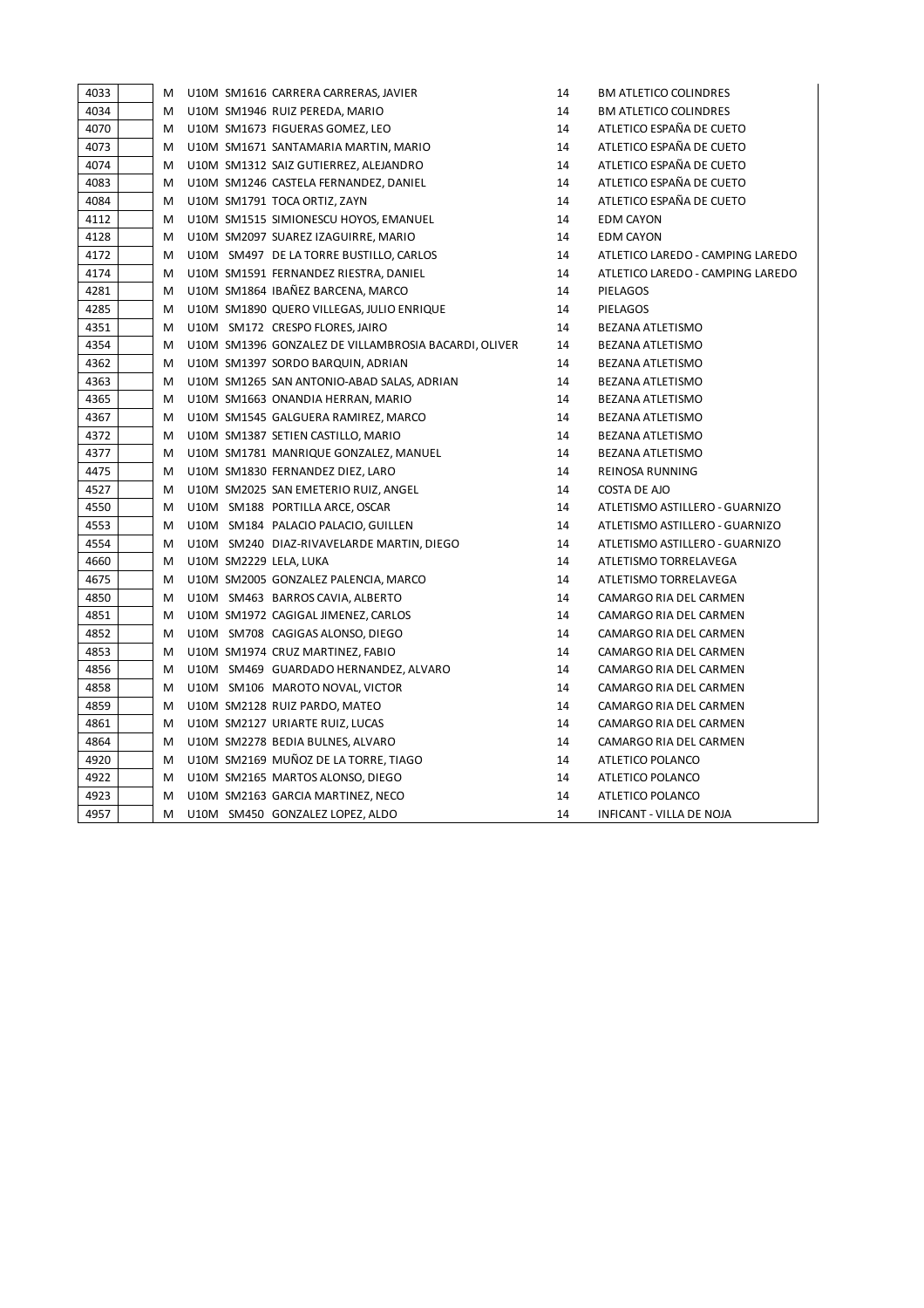| | | | | | | | |
|---|---|---|---|---|---|---|---|
| 4033 | | M | U10M | SM1616 | CARRERA CARRERAS, JAVIER | 14 | BM ATLETICO COLINDRES |
| 4034 | | M | U10M | SM1946 | RUIZ PEREDA, MARIO | 14 | BM ATLETICO COLINDRES |
| 4070 | | M | U10M | SM1673 | FIGUERAS GOMEZ, LEO | 14 | ATLETICO ESPAÑA DE CUETO |
| 4073 | | M | U10M | SM1671 | SANTAMARIA MARTIN, MARIO | 14 | ATLETICO ESPAÑA DE CUETO |
| 4074 | | M | U10M | SM1312 | SAIZ GUTIERREZ, ALEJANDRO | 14 | ATLETICO ESPAÑA DE CUETO |
| 4083 | | M | U10M | SM1246 | CASTELA FERNANDEZ, DANIEL | 14 | ATLETICO ESPAÑA DE CUETO |
| 4084 | | M | U10M | SM1791 | TOCA ORTIZ, ZAYN | 14 | ATLETICO ESPAÑA DE CUETO |
| 4112 | | M | U10M | SM1515 | SIMIONESCU HOYOS, EMANUEL | 14 | EDM CAYON |
| 4128 | | M | U10M | SM2097 | SUAREZ IZAGUIRRE, MARIO | 14 | EDM CAYON |
| 4172 | | M | U10M | SM497 | DE LA TORRE BUSTILLO, CARLOS | 14 | ATLETICO LAREDO - CAMPING LAREDO |
| 4174 | | M | U10M | SM1591 | FERNANDEZ RIESTRA, DANIEL | 14 | ATLETICO LAREDO - CAMPING LAREDO |
| 4281 | | M | U10M | SM1864 | IBAÑEZ BARCENA, MARCO | 14 | PIELAGOS |
| 4285 | | M | U10M | SM1890 | QUERO VILLEGAS, JULIO ENRIQUE | 14 | PIELAGOS |
| 4351 | | M | U10M | SM172 | CRESPO FLORES, JAIRO | 14 | BEZANA ATLETISMO |
| 4354 | | M | U10M | SM1396 | GONZALEZ DE VILLAMBROSIA BACARDI, OLIVER | 14 | BEZANA ATLETISMO |
| 4362 | | M | U10M | SM1397 | SORDO BARQUIN, ADRIAN | 14 | BEZANA ATLETISMO |
| 4363 | | M | U10M | SM1265 | SAN ANTONIO-ABAD SALAS, ADRIAN | 14 | BEZANA ATLETISMO |
| 4365 | | M | U10M | SM1663 | ONANDIA HERRAN, MARIO | 14 | BEZANA ATLETISMO |
| 4367 | | M | U10M | SM1545 | GALGUERA RAMIREZ, MARCO | 14 | BEZANA ATLETISMO |
| 4372 | | M | U10M | SM1387 | SETIEN CASTILLO, MARIO | 14 | BEZANA ATLETISMO |
| 4377 | | M | U10M | SM1781 | MANRIQUE GONZALEZ, MANUEL | 14 | BEZANA ATLETISMO |
| 4475 | | M | U10M | SM1830 | FERNANDEZ DIEZ, LARO | 14 | REINOSA RUNNING |
| 4527 | | M | U10M | SM2025 | SAN EMETERIO RUIZ, ANGEL | 14 | COSTA DE AJO |
| 4550 | | M | U10M | SM188 | PORTILLA ARCE, OSCAR | 14 | ATLETISMO ASTILLERO - GUARNIZO |
| 4553 | | M | U10M | SM184 | PALACIO PALACIO, GUILLEN | 14 | ATLETISMO ASTILLERO - GUARNIZO |
| 4554 | | M | U10M | SM240 | DIAZ-RIVAVELARDE MARTIN, DIEGO | 14 | ATLETISMO ASTILLERO - GUARNIZO |
| 4660 | | M | U10M | SM2229 | LELA, LUKA | 14 | ATLETISMO TORRELAVEGA |
| 4675 | | M | U10M | SM2005 | GONZALEZ PALENCIA, MARCO | 14 | ATLETISMO TORRELAVEGA |
| 4850 | | M | U10M | SM463 | BARROS CAVIA, ALBERTO | 14 | CAMARGO RIA DEL CARMEN |
| 4851 | | M | U10M | SM1972 | CAGIGAL JIMENEZ, CARLOS | 14 | CAMARGO RIA DEL CARMEN |
| 4852 | | M | U10M | SM708 | CAGIGAS ALONSO, DIEGO | 14 | CAMARGO RIA DEL CARMEN |
| 4853 | | M | U10M | SM1974 | CRUZ MARTINEZ, FABIO | 14 | CAMARGO RIA DEL CARMEN |
| 4856 | | M | U10M | SM469 | GUARDADO HERNANDEZ, ALVARO | 14 | CAMARGO RIA DEL CARMEN |
| 4858 | | M | U10M | SM106 | MAROTO NOVAL, VICTOR | 14 | CAMARGO RIA DEL CARMEN |
| 4859 | | M | U10M | SM2128 | RUIZ PARDO, MATEO | 14 | CAMARGO RIA DEL CARMEN |
| 4861 | | M | U10M | SM2127 | URIARTE RUIZ, LUCAS | 14 | CAMARGO RIA DEL CARMEN |
| 4864 | | M | U10M | SM2278 | BEDIA BULNES, ALVARO | 14 | CAMARGO RIA DEL CARMEN |
| 4920 | | M | U10M | SM2169 | MUÑOZ DE LA TORRE, TIAGO | 14 | ATLETICO POLANCO |
| 4922 | | M | U10M | SM2165 | MARTOS ALONSO, DIEGO | 14 | ATLETICO POLANCO |
| 4923 | | M | U10M | SM2163 | GARCIA MARTINEZ, NECO | 14 | ATLETICO POLANCO |
| 4957 | | M | U10M | SM450 | GONZALEZ LOPEZ, ALDO | 14 | INFICANT - VILLA DE NOJA |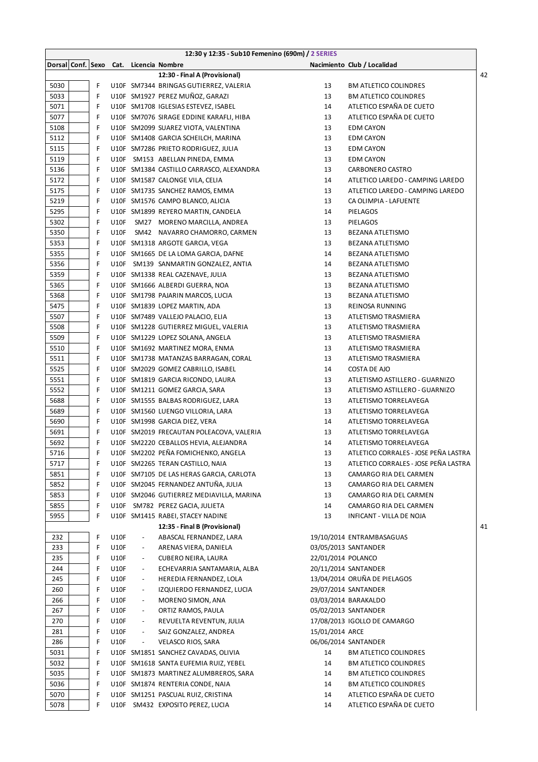| 12:30 y 12:35 - Sub10 Femenino (690m) / 2 SERIES | | | | | | | | |
|---|---|---|---|---|---|---|---|---|
| Dorsal | Conf. | Sexo | Cat. | Licencia | Nombre | Nacimiento | Club / Localidad | |
| | | | | | 12:30 - Final A (Provisional) | | | 42 |
| 5030 | | F | U10F | SM7344 | BRINGAS GUTIERREZ, VALERIA | 13 | BM ATLETICO COLINDRES | |
| 5033 | | F | U10F | SM1927 | PEREZ MUÑOZ, GARAZI | 13 | BM ATLETICO COLINDRES | |
| 5071 | | F | U10F | SM1708 | IGLESIAS ESTEVEZ, ISABEL | 14 | ATLETICO ESPAÑA DE CUETO | |
| 5077 | | F | U10F | SM7076 | SIRAGE EDDINE KARAFLI, HIBA | 13 | ATLETICO ESPAÑA DE CUETO | |
| 5108 | | F | U10F | SM2099 | SUAREZ VIOTA, VALENTINA | 13 | EDM CAYON | |
| 5112 | | F | U10F | SM1408 | GARCIA SCHEILCH, MARINA | 13 | EDM CAYON | |
| 5115 | | F | U10F | SM7286 | PRIETO RODRIGUEZ, JULIA | 13 | EDM CAYON | |
| 5119 | | F | U10F | SM153 | ABELLAN PINEDA, EMMA | 13 | EDM CAYON | |
| 5136 | | F | U10F | SM1384 | CASTILLO CARRASCO, ALEXANDRA | 13 | CARBONERO CASTRO | |
| 5172 | | F | U10F | SM1587 | CALONGE VILA, CELIA | 14 | ATLETICO LAREDO - CAMPING LAREDO | |
| 5175 | | F | U10F | SM1735 | SANCHEZ RAMOS, EMMA | 13 | ATLETICO LAREDO - CAMPING LAREDO | |
| 5219 | | F | U10F | SM1576 | CAMPO BLANCO, ALICIA | 13 | CA OLIMPIA - LAFUENTE | |
| 5295 | | F | U10F | SM1899 | REYERO MARTIN, CANDELA | 14 | PIELAGOS | |
| 5302 | | F | U10F | SM27 | MORENO MARCILLA, ANDREA | 13 | PIELAGOS | |
| 5350 | | F | U10F | SM42 | NAVARRO CHAMORRO, CARMEN | 13 | BEZANA ATLETISMO | |
| 5353 | | F | U10F | SM1318 | ARGOTE GARCIA, VEGA | 13 | BEZANA ATLETISMO | |
| 5355 | | F | U10F | SM1665 | DE LA LOMA GARCIA, DAFNE | 14 | BEZANA ATLETISMO | |
| 5356 | | F | U10F | SM139 | SANMARTIN GONZALEZ, ANTIA | 14 | BEZANA ATLETISMO | |
| 5359 | | F | U10F | SM1338 | REAL CAZENAVE, JULIA | 13 | BEZANA ATLETISMO | |
| 5365 | | F | U10F | SM1666 | ALBERDI GUERRA, NOA | 13 | BEZANA ATLETISMO | |
| 5368 | | F | U10F | SM1798 | PAJARIN MARCOS, LUCIA | 13 | BEZANA ATLETISMO | |
| 5475 | | F | U10F | SM1839 | LOPEZ MARTIN, ADA | 13 | REINOSA RUNNING | |
| 5507 | | F | U10F | SM7489 | VALLEJO PALACIO, ELIA | 13 | ATLETISMO TRASMIERA | |
| 5508 | | F | U10F | SM1228 | GUTIERREZ MIGUEL, VALERIA | 13 | ATLETISMO TRASMIERA | |
| 5509 | | F | U10F | SM1229 | LOPEZ SOLANA, ANGELA | 13 | ATLETISMO TRASMIERA | |
| 5510 | | F | U10F | SM1692 | MARTINEZ MORA, ENMA | 13 | ATLETISMO TRASMIERA | |
| 5511 | | F | U10F | SM1738 | MATANZAS BARRAGAN, CORAL | 13 | ATLETISMO TRASMIERA | |
| 5525 | | F | U10F | SM2029 | GOMEZ CABRILLO, ISABEL | 14 | COSTA DE AJO | |
| 5551 | | F | U10F | SM1819 | GARCIA RICONDO, LAURA | 13 | ATLETISMO ASTILLERO - GUARNIZO | |
| 5552 | | F | U10F | SM1211 | GOMEZ GARCIA, SARA | 13 | ATLETISMO ASTILLERO - GUARNIZO | |
| 5688 | | F | U10F | SM1555 | BALBAS RODRIGUEZ, LARA | 13 | ATLETISMO TORRELAVEGA | |
| 5689 | | F | U10F | SM1560 | LUENGO VILLORIA, LARA | 13 | ATLETISMO TORRELAVEGA | |
| 5690 | | F | U10F | SM1998 | GARCIA DIEZ, VERA | 14 | ATLETISMO TORRELAVEGA | |
| 5691 | | F | U10F | SM2019 | FRECAUTAN POLEACOVA, VALERIA | 13 | ATLETISMO TORRELAVEGA | |
| 5692 | | F | U10F | SM2220 | CEBALLOS HEVIA, ALEJANDRA | 14 | ATLETISMO TORRELAVEGA | |
| 5716 | | F | U10F | SM2202 | PEÑA FOMICHENKO, ANGELA | 13 | ATLETICO CORRALES - JOSE PEÑA LASTRA | |
| 5717 | | F | U10F | SM2265 | TERAN CASTILLO, NAIA | 13 | ATLETICO CORRALES - JOSE PEÑA LASTRA | |
| 5851 | | F | U10F | SM7105 | DE LAS HERAS GARCIA, CARLOTA | 13 | CAMARGO RIA DEL CARMEN | |
| 5852 | | F | U10F | SM2045 | FERNANDEZ ANTUÑA, JULIA | 13 | CAMARGO RIA DEL CARMEN | |
| 5853 | | F | U10F | SM2046 | GUTIERREZ MEDIAVILLA, MARINA | 13 | CAMARGO RIA DEL CARMEN | |
| 5855 | | F | U10F | SM782 | PEREZ GACIA, JULIETA | 14 | CAMARGO RIA DEL CARMEN | |
| 5955 | | F | U10F | SM1415 | RABEI, STACEY NADINE | 13 | INFICANT - VILLA DE NOJA | |
| | | | | | 12:35 - Final B (Provisional) | | | 41 |
| 232 | | F | U10F | - | ABASCAL FERNANDEZ, LARA | 19/10/2014 | ENTRAMBASAGUAS | |
| 233 | | F | U10F | - | ARENAS VIERA, DANIELA | 03/05/2013 | SANTANDER | |
| 235 | | F | U10F | - | CUBERO NEIRA, LAURA | 22/01/2014 | POLANCO | |
| 244 | | F | U10F | - | ECHEVARRIA SANTAMARIA, ALBA | 20/11/2014 | SANTANDER | |
| 245 | | F | U10F | - | HEREDIA FERNANDEZ, LOLA | 13/04/2014 | ORUÑA DE PIELAGOS | |
| 260 | | F | U10F | - | IZQUIERDO FERNANDEZ, LUCIA | 29/07/2014 | SANTANDER | |
| 266 | | F | U10F | - | MORENO SIMON, ANA | 03/03/2014 | BARAKALDO | |
| 267 | | F | U10F | - | ORTIZ RAMOS, PAULA | 05/02/2013 | SANTANDER | |
| 270 | | F | U10F | - | REVUELTA REVENTUN, JULIA | 17/08/2013 | IGOLLO DE CAMARGO | |
| 281 | | F | U10F | - | SAIZ GONZALEZ, ANDREA | 15/01/2014 | ARCE | |
| 286 | | F | U10F | - | VELASCO RIOS, SARA | 06/06/2014 | SANTANDER | |
| 5031 | | F | U10F | SM1851 | SANCHEZ CAVADAS, OLIVIA | 14 | BM ATLETICO COLINDRES | |
| 5032 | | F | U10F | SM1618 | SANTA EUFEMIA RUIZ, YEBEL | 14 | BM ATLETICO COLINDRES | |
| 5035 | | F | U10F | SM1873 | MARTINEZ ALUMBREROS, SARA | 14 | BM ATLETICO COLINDRES | |
| 5036 | | F | U10F | SM1874 | RENTERIA CONDE, NAIA | 14 | BM ATLETICO COLINDRES | |
| 5070 | | F | U10F | SM1251 | PASCUAL RUIZ, CRISTINA | 14 | ATLETICO ESPAÑA DE CUETO | |
| 5078 | | F | U10F | SM432 | EXPOSITO PEREZ, LUCIA | 14 | ATLETICO ESPAÑA DE CUETO | |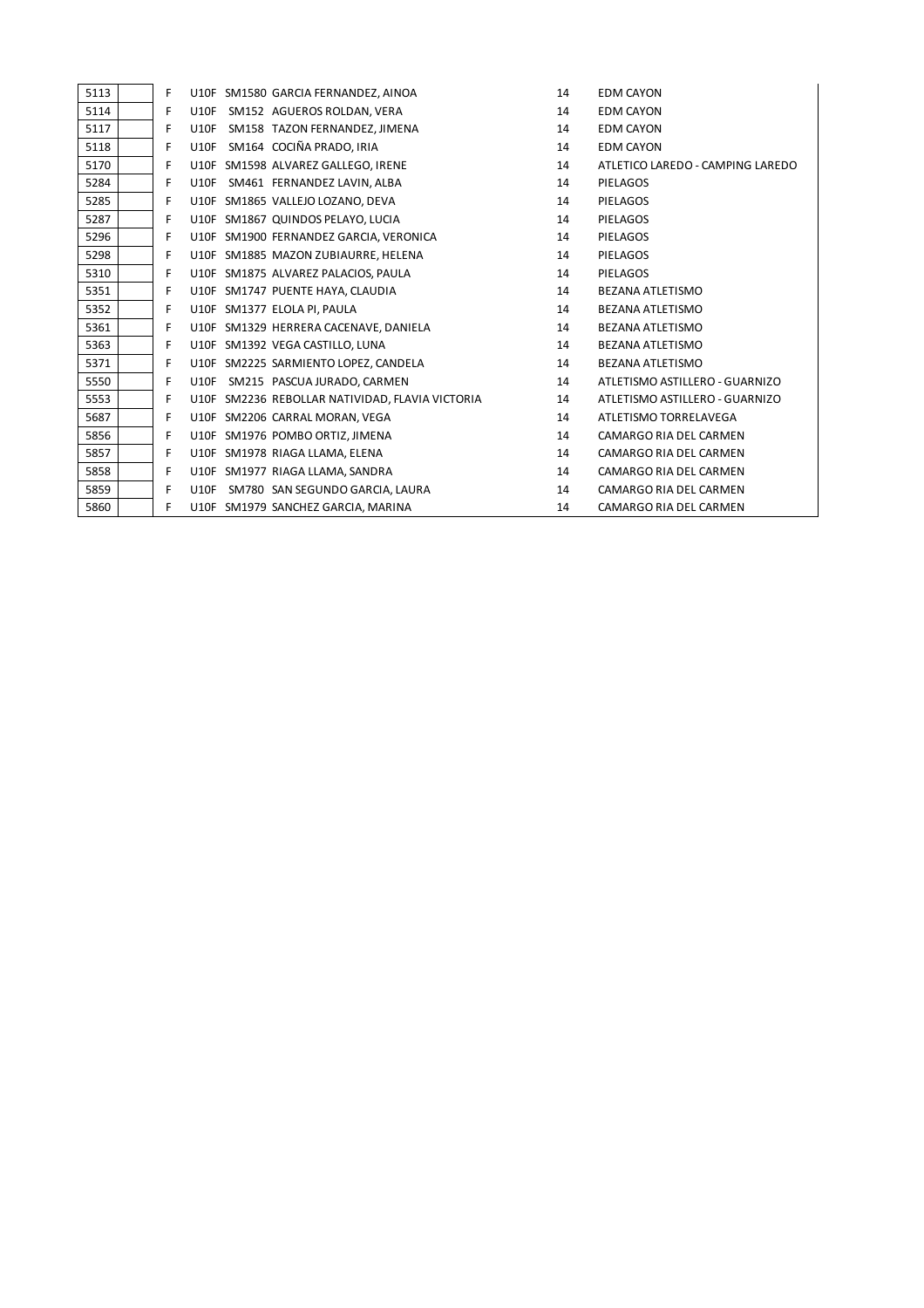| | | | | | | | |
|---|---|---|---|---|---|---|---|
| 5113 | | F | U10F | SM1580 | GARCIA FERNANDEZ, AINOA | 14 | EDM CAYON |
| 5114 | | F | U10F | SM152 | AGUEROS ROLDAN, VERA | 14 | EDM CAYON |
| 5117 | | F | U10F | SM158 | TAZON FERNANDEZ, JIMENA | 14 | EDM CAYON |
| 5118 | | F | U10F | SM164 | COCIÑA PRADO, IRIA | 14 | EDM CAYON |
| 5170 | | F | U10F | SM1598 | ALVAREZ GALLEGO, IRENE | 14 | ATLETICO LAREDO - CAMPING LAREDO |
| 5284 | | F | U10F | SM461 | FERNANDEZ LAVIN, ALBA | 14 | PIELAGOS |
| 5285 | | F | U10F | SM1865 | VALLEJO LOZANO, DEVA | 14 | PIELAGOS |
| 5287 | | F | U10F | SM1867 | QUINDOS PELAYO, LUCIA | 14 | PIELAGOS |
| 5296 | | F | U10F | SM1900 | FERNANDEZ GARCIA, VERONICA | 14 | PIELAGOS |
| 5298 | | F | U10F | SM1885 | MAZON ZUBIAURRE, HELENA | 14 | PIELAGOS |
| 5310 | | F | U10F | SM1875 | ALVAREZ PALACIOS, PAULA | 14 | PIELAGOS |
| 5351 | | F | U10F | SM1747 | PUENTE HAYA, CLAUDIA | 14 | BEZANA ATLETISMO |
| 5352 | | F | U10F | SM1377 | ELOLA PI, PAULA | 14 | BEZANA ATLETISMO |
| 5361 | | F | U10F | SM1329 | HERRERA CACENAVE, DANIELA | 14 | BEZANA ATLETISMO |
| 5363 | | F | U10F | SM1392 | VEGA CASTILLO, LUNA | 14 | BEZANA ATLETISMO |
| 5371 | | F | U10F | SM2225 | SARMIENTO LOPEZ, CANDELA | 14 | BEZANA ATLETISMO |
| 5550 | | F | U10F | SM215 | PASCUA JURADO, CARMEN | 14 | ATLETISMO ASTILLERO - GUARNIZO |
| 5553 | | F | U10F | SM2236 | REBOLLAR NATIVIDAD, FLAVIA VICTORIA | 14 | ATLETISMO ASTILLERO - GUARNIZO |
| 5687 | | F | U10F | SM2206 | CARRAL MORAN, VEGA | 14 | ATLETISMO TORRELAVEGA |
| 5856 | | F | U10F | SM1976 | POMBO ORTIZ, JIMENA | 14 | CAMARGO RIA DEL CARMEN |
| 5857 | | F | U10F | SM1978 | RIAGA LLAMA, ELENA | 14 | CAMARGO RIA DEL CARMEN |
| 5858 | | F | U10F | SM1977 | RIAGA LLAMA, SANDRA | 14 | CAMARGO RIA DEL CARMEN |
| 5859 | | F | U10F | SM780 | SAN SEGUNDO GARCIA, LAURA | 14 | CAMARGO RIA DEL CARMEN |
| 5860 | | F | U10F | SM1979 | SANCHEZ GARCIA, MARINA | 14 | CAMARGO RIA DEL CARMEN |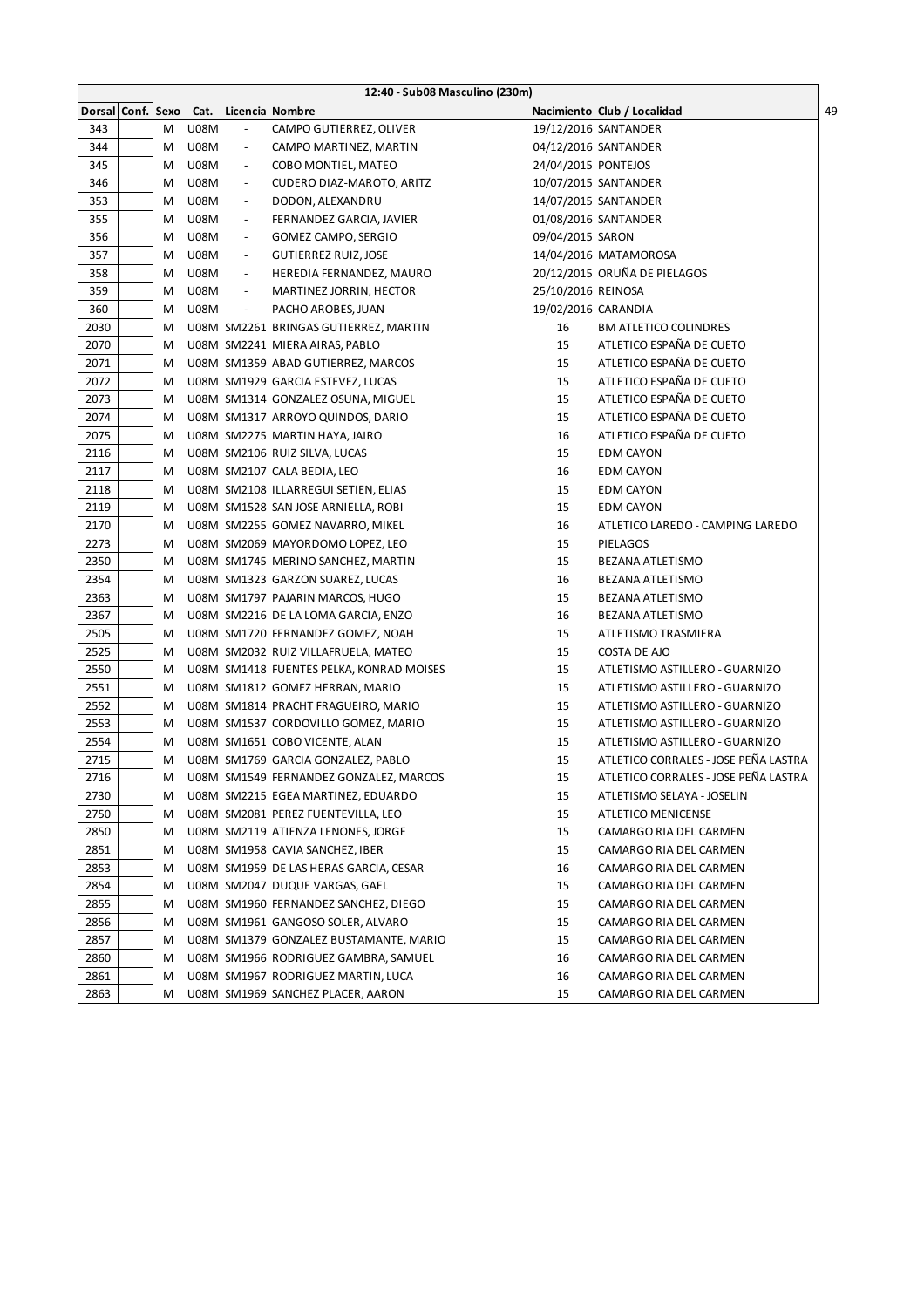| 12:40 - Sub08 Masculino (230m) | | | | | | | |
|---|---|---|---|---|---|---|---|
| Dorsal | Conf. | Sexo | Cat. | Licencia | Nombre | Nacimiento | Club / Localidad |
| 343 | | M | U08M | - | CAMPO GUTIERREZ, OLIVER | 19/12/2016 | SANTANDER |
| 344 | | M | U08M | - | CAMPO MARTINEZ, MARTIN | 04/12/2016 | SANTANDER |
| 345 | | M | U08M | - | COBO MONTIEL, MATEO | 24/04/2015 | PONTEJOS |
| 346 | | M | U08M | - | CUDERO DIAZ-MAROTO, ARITZ | 10/07/2015 | SANTANDER |
| 353 | | M | U08M | - | DODON, ALEXANDRU | 14/07/2015 | SANTANDER |
| 355 | | M | U08M | - | FERNANDEZ GARCIA, JAVIER | 01/08/2016 | SANTANDER |
| 356 | | M | U08M | - | GOMEZ CAMPO, SERGIO | 09/04/2015 | SARON |
| 357 | | M | U08M | - | GUTIERREZ RUIZ, JOSE | 14/04/2016 | MATAMOROSA |
| 358 | | M | U08M | - | HEREDIA FERNANDEZ, MAURO | 20/12/2015 | ORUÑA DE PIELAGOS |
| 359 | | M | U08M | - | MARTINEZ JORRIN, HECTOR | 25/10/2016 | REINOSA |
| 360 | | M | U08M | - | PACHO AROBES, JUAN | 19/02/2016 | CARANDIA |
| 2030 | | M | U08M | SM2261 | BRINGAS GUTIERREZ, MARTIN | 16 | BM ATLETICO COLINDRES |
| 2070 | | M | U08M | SM2241 | MIERA AIRAS, PABLO | 15 | ATLETICO ESPAÑA DE CUETO |
| 2071 | | M | U08M | SM1359 | ABAD GUTIERREZ, MARCOS | 15 | ATLETICO ESPAÑA DE CUETO |
| 2072 | | M | U08M | SM1929 | GARCIA ESTEVEZ, LUCAS | 15 | ATLETICO ESPAÑA DE CUETO |
| 2073 | | M | U08M | SM1314 | GONZALEZ OSUNA, MIGUEL | 15 | ATLETICO ESPAÑA DE CUETO |
| 2074 | | M | U08M | SM1317 | ARROYO QUINDOS, DARIO | 15 | ATLETICO ESPAÑA DE CUETO |
| 2075 | | M | U08M | SM2275 | MARTIN HAYA, JAIRO | 16 | ATLETICO ESPAÑA DE CUETO |
| 2116 | | M | U08M | SM2106 | RUIZ SILVA, LUCAS | 15 | EDM CAYON |
| 2117 | | M | U08M | SM2107 | CALA BEDIA, LEO | 16 | EDM CAYON |
| 2118 | | M | U08M | SM2108 | ILLARREGUI SETIEN, ELIAS | 15 | EDM CAYON |
| 2119 | | M | U08M | SM1528 | SAN JOSE ARNIELLA, ROBI | 15 | EDM CAYON |
| 2170 | | M | U08M | SM2255 | GOMEZ NAVARRO, MIKEL | 16 | ATLETICO LAREDO - CAMPING LAREDO |
| 2273 | | M | U08M | SM2069 | MAYORDOMO LOPEZ, LEO | 15 | PIELAGOS |
| 2350 | | M | U08M | SM1745 | MERINO SANCHEZ, MARTIN | 15 | BEZANA ATLETISMO |
| 2354 | | M | U08M | SM1323 | GARZON SUAREZ, LUCAS | 16 | BEZANA ATLETISMO |
| 2363 | | M | U08M | SM1797 | PAJARIN MARCOS, HUGO | 15 | BEZANA ATLETISMO |
| 2367 | | M | U08M | SM2216 | DE LA LOMA GARCIA, ENZO | 16 | BEZANA ATLETISMO |
| 2505 | | M | U08M | SM1720 | FERNANDEZ GOMEZ, NOAH | 15 | ATLETISMO TRASMIERA |
| 2525 | | M | U08M | SM2032 | RUIZ VILLAFRUELA, MATEO | 15 | COSTA DE AJO |
| 2550 | | M | U08M | SM1418 | FUENTES PELKA, KONRAD MOISES | 15 | ATLETISMO ASTILLERO - GUARNIZO |
| 2551 | | M | U08M | SM1812 | GOMEZ HERRAN, MARIO | 15 | ATLETISMO ASTILLERO - GUARNIZO |
| 2552 | | M | U08M | SM1814 | PRACHT FRAGUEIRO, MARIO | 15 | ATLETISMO ASTILLERO - GUARNIZO |
| 2553 | | M | U08M | SM1537 | CORDOVILLO GOMEZ, MARIO | 15 | ATLETISMO ASTILLERO - GUARNIZO |
| 2554 | | M | U08M | SM1651 | COBO VICENTE, ALAN | 15 | ATLETISMO ASTILLERO - GUARNIZO |
| 2715 | | M | U08M | SM1769 | GARCIA GONZALEZ, PABLO | 15 | ATLETICO CORRALES - JOSE PEÑA LASTRA |
| 2716 | | M | U08M | SM1549 | FERNANDEZ GONZALEZ, MARCOS | 15 | ATLETICO CORRALES - JOSE PEÑA LASTRA |
| 2730 | | M | U08M | SM2215 | EGEA MARTINEZ, EDUARDO | 15 | ATLETISMO SELAYA - JOSELIN |
| 2750 | | M | U08M | SM2081 | PEREZ FUENTEVILLA, LEO | 15 | ATLETICO MENICENSE |
| 2850 | | M | U08M | SM2119 | ATIENZA LENONES, JORGE | 15 | CAMARGO RIA DEL CARMEN |
| 2851 | | M | U08M | SM1958 | CAVIA SANCHEZ, IBER | 15 | CAMARGO RIA DEL CARMEN |
| 2853 | | M | U08M | SM1959 | DE LAS HERAS GARCIA, CESAR | 16 | CAMARGO RIA DEL CARMEN |
| 2854 | | M | U08M | SM2047 | DUQUE VARGAS, GAEL | 15 | CAMARGO RIA DEL CARMEN |
| 2855 | | M | U08M | SM1960 | FERNANDEZ SANCHEZ, DIEGO | 15 | CAMARGO RIA DEL CARMEN |
| 2856 | | M | U08M | SM1961 | GANGOSO SOLER, ALVARO | 15 | CAMARGO RIA DEL CARMEN |
| 2857 | | M | U08M | SM1379 | GONZALEZ BUSTAMANTE, MARIO | 15 | CAMARGO RIA DEL CARMEN |
| 2860 | | M | U08M | SM1966 | RODRIGUEZ GAMBRA, SAMUEL | 16 | CAMARGO RIA DEL CARMEN |
| 2861 | | M | U08M | SM1967 | RODRIGUEZ MARTIN, LUCA | 16 | CAMARGO RIA DEL CARMEN |
| 2863 | | M | U08M | SM1969 | SANCHEZ PLACER, AARON | 15 | CAMARGO RIA DEL CARMEN |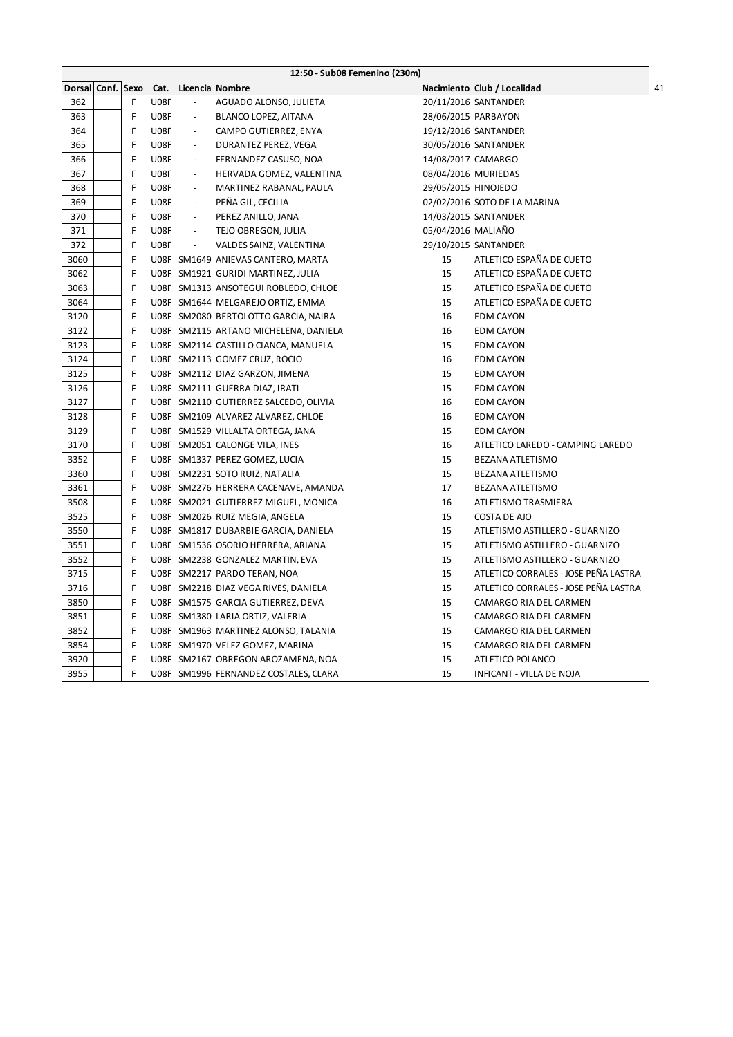| 12:50 - Sub08 Femenino (230m) | | | | | | | |
|---|---|---|---|---|---|---|---|
| Dorsal | Conf. | Sexo | Cat. | Licencia | Nombre | Nacimiento | Club / Localidad |
| 362 | | F | U08F | - | AGUADO ALONSO, JULIETA | 20/11/2016 | SANTANDER |
| 363 | | F | U08F | - | BLANCO LOPEZ, AITANA | 28/06/2015 | PARBAYON |
| 364 | | F | U08F | - | CAMPO GUTIERREZ, ENYA | 19/12/2016 | SANTANDER |
| 365 | | F | U08F | - | DURANTEZ PEREZ, VEGA | 30/05/2016 | SANTANDER |
| 366 | | F | U08F | - | FERNANDEZ CASUSO, NOA | 14/08/2017 | CAMARGO |
| 367 | | F | U08F | - | HERVADA GOMEZ, VALENTINA | 08/04/2016 | MURIEDAS |
| 368 | | F | U08F | - | MARTINEZ RABANAL, PAULA | 29/05/2015 | HINOJEDO |
| 369 | | F | U08F | - | PEÑA GIL, CECILIA | 02/02/2016 | SOTO DE LA MARINA |
| 370 | | F | U08F | - | PEREZ ANILLO, JANA | 14/03/2015 | SANTANDER |
| 371 | | F | U08F | - | TEJO OBREGON, JULIA | 05/04/2016 | MALIAÑO |
| 372 | | F | U08F | - | VALDES SAINZ, VALENTINA | 29/10/2015 | SANTANDER |
| 3060 | | F | U08F | SM1649 | ANIEVAS CANTERO, MARTA | 15 | ATLETICO ESPAÑA DE CUETO |
| 3062 | | F | U08F | SM1921 | GURIDI MARTINEZ, JULIA | 15 | ATLETICO ESPAÑA DE CUETO |
| 3063 | | F | U08F | SM1313 | ANSOTEGUI ROBLEDO, CHLOE | 15 | ATLETICO ESPAÑA DE CUETO |
| 3064 | | F | U08F | SM1644 | MELGAREJO ORTIZ, EMMA | 15 | ATLETICO ESPAÑA DE CUETO |
| 3120 | | F | U08F | SM2080 | BERTOLOTTO GARCIA, NAIRA | 16 | EDM CAYON |
| 3122 | | F | U08F | SM2115 | ARTANO MICHELENA, DANIELA | 16 | EDM CAYON |
| 3123 | | F | U08F | SM2114 | CASTILLO CIANCA, MANUELA | 15 | EDM CAYON |
| 3124 | | F | U08F | SM2113 | GOMEZ CRUZ, ROCIO | 16 | EDM CAYON |
| 3125 | | F | U08F | SM2112 | DIAZ GARZON, JIMENA | 15 | EDM CAYON |
| 3126 | | F | U08F | SM2111 | GUERRA DIAZ, IRATI | 15 | EDM CAYON |
| 3127 | | F | U08F | SM2110 | GUTIERREZ SALCEDO, OLIVIA | 16 | EDM CAYON |
| 3128 | | F | U08F | SM2109 | ALVAREZ ALVAREZ, CHLOE | 16 | EDM CAYON |
| 3129 | | F | U08F | SM1529 | VILLALTA ORTEGA, JANA | 15 | EDM CAYON |
| 3170 | | F | U08F | SM2051 | CALONGE VILA, INES | 16 | ATLETICO LAREDO - CAMPING LAREDO |
| 3352 | | F | U08F | SM1337 | PEREZ GOMEZ, LUCIA | 15 | BEZANA ATLETISMO |
| 3360 | | F | U08F | SM2231 | SOTO RUIZ, NATALIA | 15 | BEZANA ATLETISMO |
| 3361 | | F | U08F | SM2276 | HERRERA CACENAVE, AMANDA | 17 | BEZANA ATLETISMO |
| 3508 | | F | U08F | SM2021 | GUTIERREZ MIGUEL, MONICA | 16 | ATLETISMO TRASMIERA |
| 3525 | | F | U08F | SM2026 | RUIZ MEGIA, ANGELA | 15 | COSTA DE AJO |
| 3550 | | F | U08F | SM1817 | DUBARBIE GARCIA, DANIELA | 15 | ATLETISMO ASTILLERO - GUARNIZO |
| 3551 | | F | U08F | SM1536 | OSORIO HERRERA, ARIANA | 15 | ATLETISMO ASTILLERO - GUARNIZO |
| 3552 | | F | U08F | SM2238 | GONZALEZ MARTIN, EVA | 15 | ATLETISMO ASTILLERO - GUARNIZO |
| 3715 | | F | U08F | SM2217 | PARDO TERAN, NOA | 15 | ATLETICO CORRALES - JOSE PEÑA LASTRA |
| 3716 | | F | U08F | SM2218 | DIAZ VEGA RIVES, DANIELA | 15 | ATLETICO CORRALES - JOSE PEÑA LASTRA |
| 3850 | | F | U08F | SM1575 | GARCIA GUTIERREZ, DEVA | 15 | CAMARGO RIA DEL CARMEN |
| 3851 | | F | U08F | SM1380 | LARIA ORTIZ, VALERIA | 15 | CAMARGO RIA DEL CARMEN |
| 3852 | | F | U08F | SM1963 | MARTINEZ ALONSO, TALANIA | 15 | CAMARGO RIA DEL CARMEN |
| 3854 | | F | U08F | SM1970 | VELEZ GOMEZ, MARINA | 15 | CAMARGO RIA DEL CARMEN |
| 3920 | | F | U08F | SM2167 | OBREGON AROZAMENA, NOA | 15 | ATLETICO POLANCO |
| 3955 | | F | U08F | SM1996 | FERNANDEZ COSTALES, CLARA | 15 | INFICANT - VILLA DE NOJA |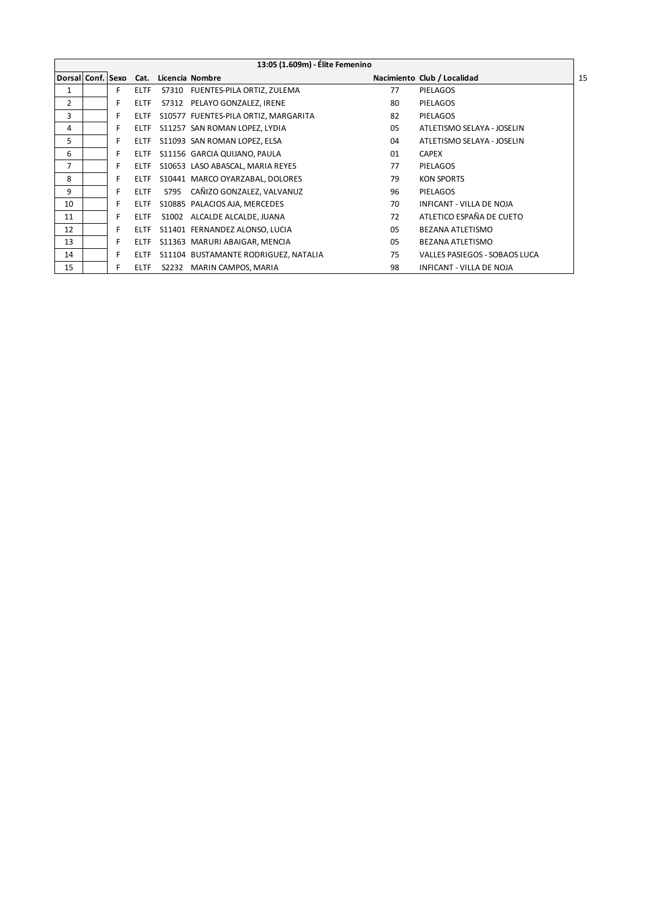| 13:05 (1.609m) - Élite Femenino | | | | | | | |
|---|---|---|---|---|---|---|---|
| **Dorsal** | **Conf.** | **Sexo** | **Cat.** | **Licencia** | **Nombre** | **Nacimiento** | **Club / Localidad** |
| 1 | | F | ELTF | S7310 | FUENTES-PILA ORTIZ, ZULEMA | 77 | PIELAGOS |
| 2 | | F | ELTF | S7312 | PELAYO GONZALEZ, IRENE | 80 | PIELAGOS |
| 3 | | F | ELTF | S10577 | FUENTES-PILA ORTIZ, MARGARITA | 82 | PIELAGOS |
| 4 | | F | ELTF | S11257 | SAN ROMAN LOPEZ, LYDIA | 05 | ATLETISMO SELAYA - JOSELIN |
| 5 | | F | ELTF | S11093 | SAN ROMAN LOPEZ, ELSA | 04 | ATLETISMO SELAYA - JOSELIN |
| 6 | | F | ELTF | S11156 | GARCIA QUIJANO, PAULA | 01 | CAPEX |
| 7 | | F | ELTF | S10653 | LASO ABASCAL, MARIA REYES | 77 | PIELAGOS |
| 8 | | F | ELTF | S10441 | MARCO OYARZABAL, DOLORES | 79 | KON SPORTS |
| 9 | | F | ELTF | S795 | CAÑIZO GONZALEZ, VALVANUZ | 96 | PIELAGOS |
| 10 | | F | ELTF | S10885 | PALACIOS AJA, MERCEDES | 70 | INFICANT - VILLA DE NOJA |
| 11 | | F | ELTF | S1002 | ALCALDE ALCALDE, JUANA | 72 | ATLETICO ESPAÑA DE CUETO |
| 12 | | F | ELTF | S11401 | FERNANDEZ ALONSO, LUCIA | 05 | BEZANA ATLETISMO |
| 13 | | F | ELTF | S11363 | MARURI ABAIGAR, MENCIA | 05 | BEZANA ATLETISMO |
| 14 | | F | ELTF | S11104 | BUSTAMANTE RODRIGUEZ, NATALIA | 75 | VALLES PASIEGOS - SOBAOS LUCA |
| 15 | | F | ELTF | S2232 | MARIN CAMPOS, MARIA | 98 | INFICANT - VILLA DE NOJA |

15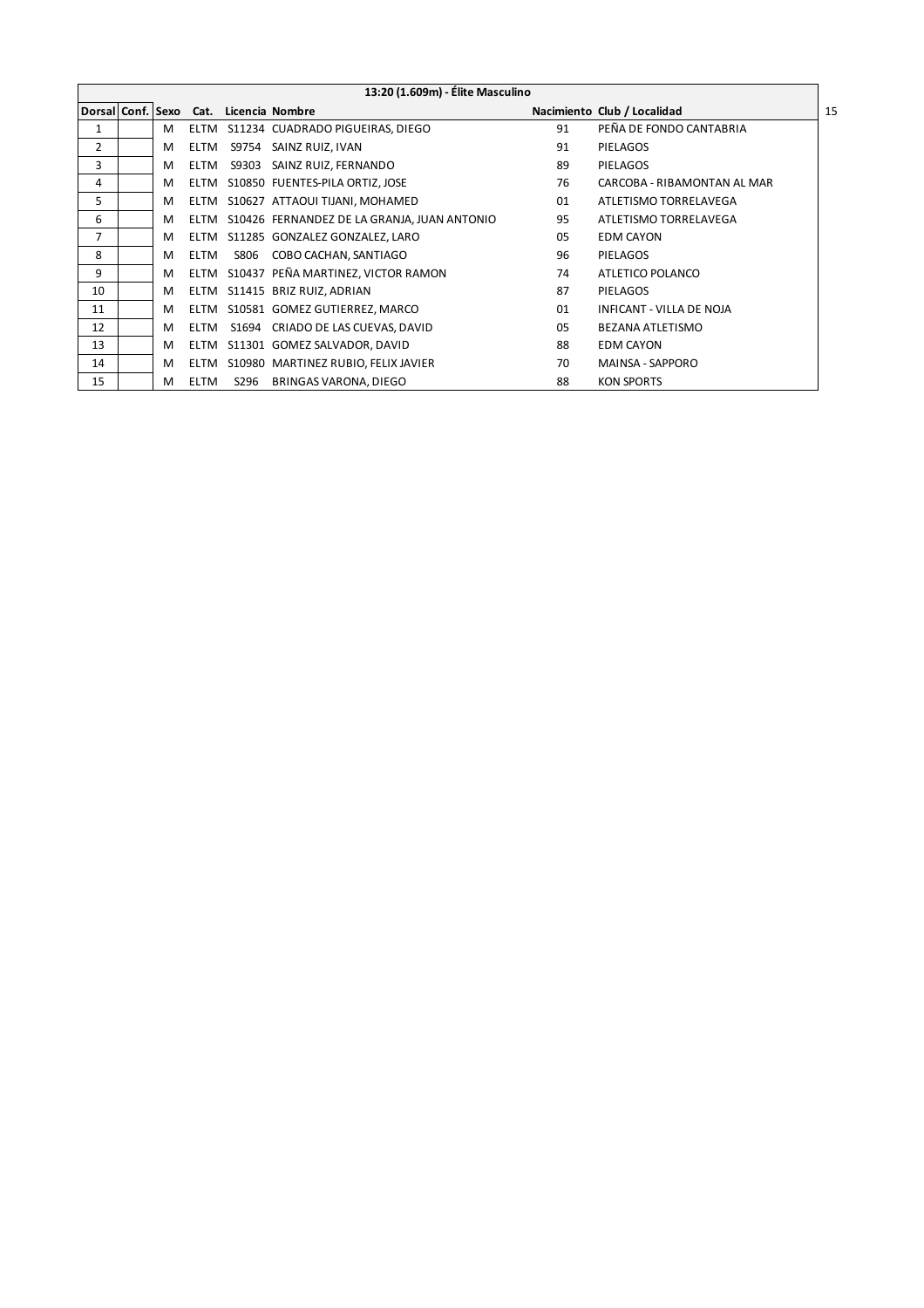| 13:20 (1.609m) - Élite Masculino | | | | | | | |
|---|---|---|---|---|---|---|---|
| **Dorsal** | **Conf.** | **Sexo** | **Cat.** | **Licencia** | **Nombre** | **Nacimiento** | **Club / Localidad** |
| 1 | | M | ELTM | S11234 | CUADRADO PIGUEIRAS, DIEGO | 91 | PEÑA DE FONDO CANTABRIA |
| 2 | | M | ELTM | S9754 | SAINZ RUIZ, IVAN | 91 | PIELAGOS |
| 3 | | M | ELTM | S9303 | SAINZ RUIZ, FERNANDO | 89 | PIELAGOS |
| 4 | | M | ELTM | S10850 | FUENTES-PILA ORTIZ, JOSE | 76 | CARCOBA - RIBAMONTAN AL MAR |
| 5 | | M | ELTM | S10627 | ATTAOUI TIJANI, MOHAMED | 01 | ATLETISMO TORRELAVEGA |
| 6 | | M | ELTM | S10426 | FERNANDEZ DE LA GRANJA, JUAN ANTONIO | 95 | ATLETISMO TORRELAVEGA |
| 7 | | M | ELTM | S11285 | GONZALEZ GONZALEZ, LARO | 05 | EDM CAYON |
| 8 | | M | ELTM | S806 | COBO CACHAN, SANTIAGO | 96 | PIELAGOS |
| 9 | | M | ELTM | S10437 | PEÑA MARTINEZ, VICTOR RAMON | 74 | ATLETICO POLANCO |
| 10 | | M | ELTM | S11415 | BRIZ RUIZ, ADRIAN | 87 | PIELAGOS |
| 11 | | M | ELTM | S10581 | GOMEZ GUTIERREZ, MARCO | 01 | INFICANT - VILLA DE NOJA |
| 12 | | M | ELTM | S1694 | CRIADO DE LAS CUEVAS, DAVID | 05 | BEZANA ATLETISMO |
| 13 | | M | ELTM | S11301 | GOMEZ SALVADOR, DAVID | 88 | EDM CAYON |
| 14 | | M | ELTM | S10980 | MARTINEZ RUBIO, FELIX JAVIER | 70 | MAINSA - SAPPORO |
| 15 | | M | ELTM | S296 | BRINGAS VARONA, DIEGO | 88 | KON SPORTS |

15